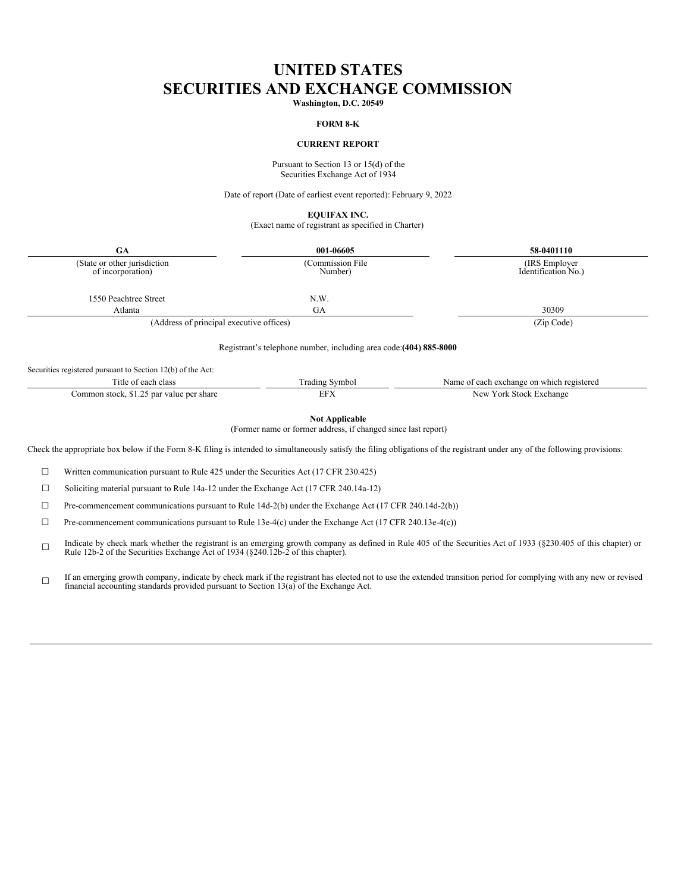# UNITED STATES
# SECURITIES AND EXCHANGE COMMISSION

**Washington, D.C. 20549**

**FORM 8-K**

**CURRENT REPORT**

Pursuant to Section 13 or 15(d) of the
Securities Exchange Act of 1934

Date of report (Date of earliest event reported): February 9, 2022

**EQUIFAX INC.**
(Exact name of registrant as specified in Charter)

| **GA** | **001-06605** | **58-0401110** |
|---|---|---|
| (State or other jurisdiction of incorporation) | (Commission File Number) | (IRS Employer Identification No.) |

| | | |
|---|---|---|
| 1550 Peachtree Street | N.W. | |
| Atlanta | GA | 30309 |
| (Address of principal executive offices) | | (Zip Code) |

Registrant's telephone number, including area code: **(404) 885-8000**

Securities registered pursuant to Section 12(b) of the Act:

| Title of each class | Trading Symbol | Name of each exchange on which registered |
|---|---|---|
| Common stock, $1.25 par value per share | EFX | New York Stock Exchange |

**Not Applicable**
(Former name or former address, if changed since last report)

Check the appropriate box below if the Form 8-K filing is intended to simultaneously satisfy the filing obligations of the registrant under any of the following provisions:

☐ Written communication pursuant to Rule 425 under the Securities Act (17 CFR 230.425)

☐ Soliciting material pursuant to Rule 14a-12 under the Exchange Act (17 CFR 240.14a-12)

☐ Pre-commencement communications pursuant to Rule 14d-2(b) under the Exchange Act (17 CFR 240.14d-2(b))

☐ Pre-commencement communications pursuant to Rule 13e-4(c) under the Exchange Act (17 CFR 240.13e-4(c))

☐ Indicate by check mark whether the registrant is an emerging growth company as defined in Rule 405 of the Securities Act of 1933 (§230.405 of this chapter) or Rule 12b-2 of the Securities Exchange Act of 1934 (§240.12b-2 of this chapter).

☐ If an emerging growth company, indicate by check mark if the registrant has elected not to use the extended transition period for complying with any new or revised financial accounting standards provided pursuant to Section 13(a) of the Exchange Act.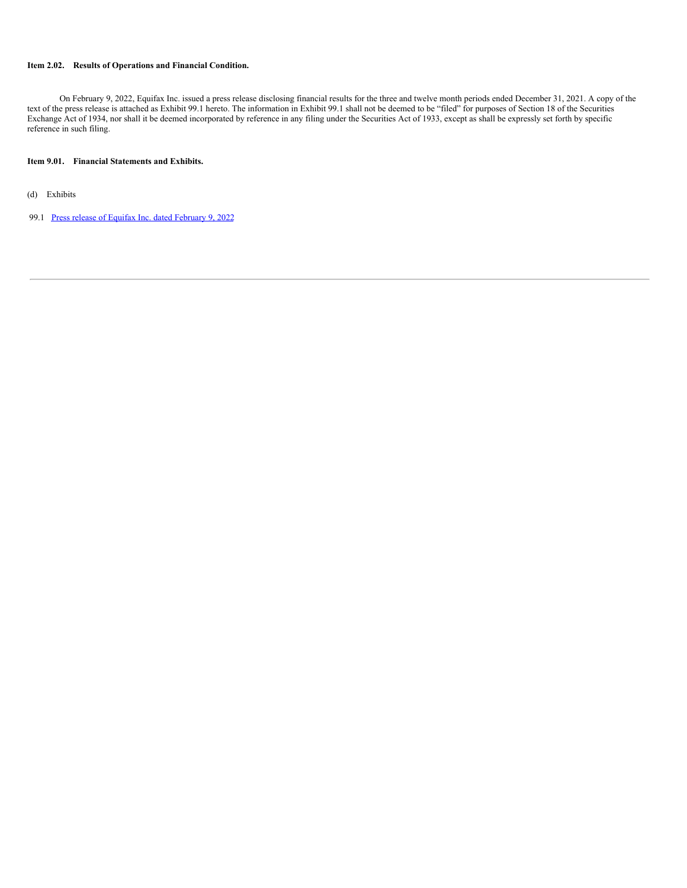**Item 2.02. Results of Operations and Financial Condition.**

On February 9, 2022, Equifax Inc. issued a press release disclosing financial results for the three and twelve month periods ended December 31, 2021. A copy of the text of the press release is attached as Exhibit 99.1 hereto. The information in Exhibit 99.1 shall not be deemed to be "filed" for purposes of Section 18 of the Securities Exchange Act of 1934, nor shall it be deemed incorporated by reference in any filing under the Securities Act of 1933, except as shall be expressly set forth by specific reference in such filing.

**Item 9.01. Financial Statements and Exhibits.**

(d) Exhibits

99.1 Press release of Equifax Inc. dated February 9, 2022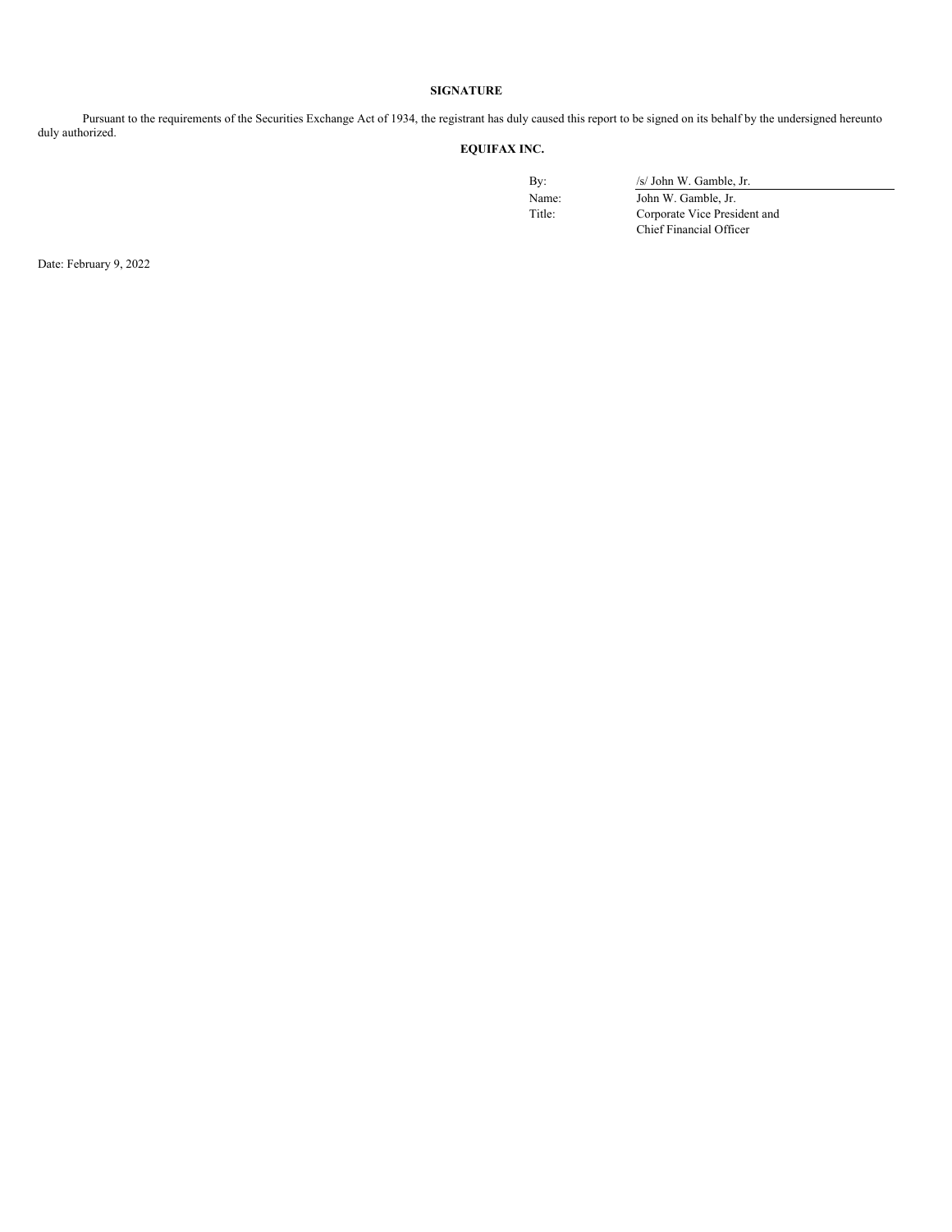## SIGNATURE

Pursuant to the requirements of the Securities Exchange Act of 1934, the registrant has duly caused this report to be signed on its behalf by the undersigned hereunto duly authorized.

**EQUIFAX INC.**

| | |
|---|---|
| By: | /s/ John W. Gamble, Jr. |
| Name: | John W. Gamble, Jr. |
| Title: | Corporate Vice President and Chief Financial Officer |

Date: February 9, 2022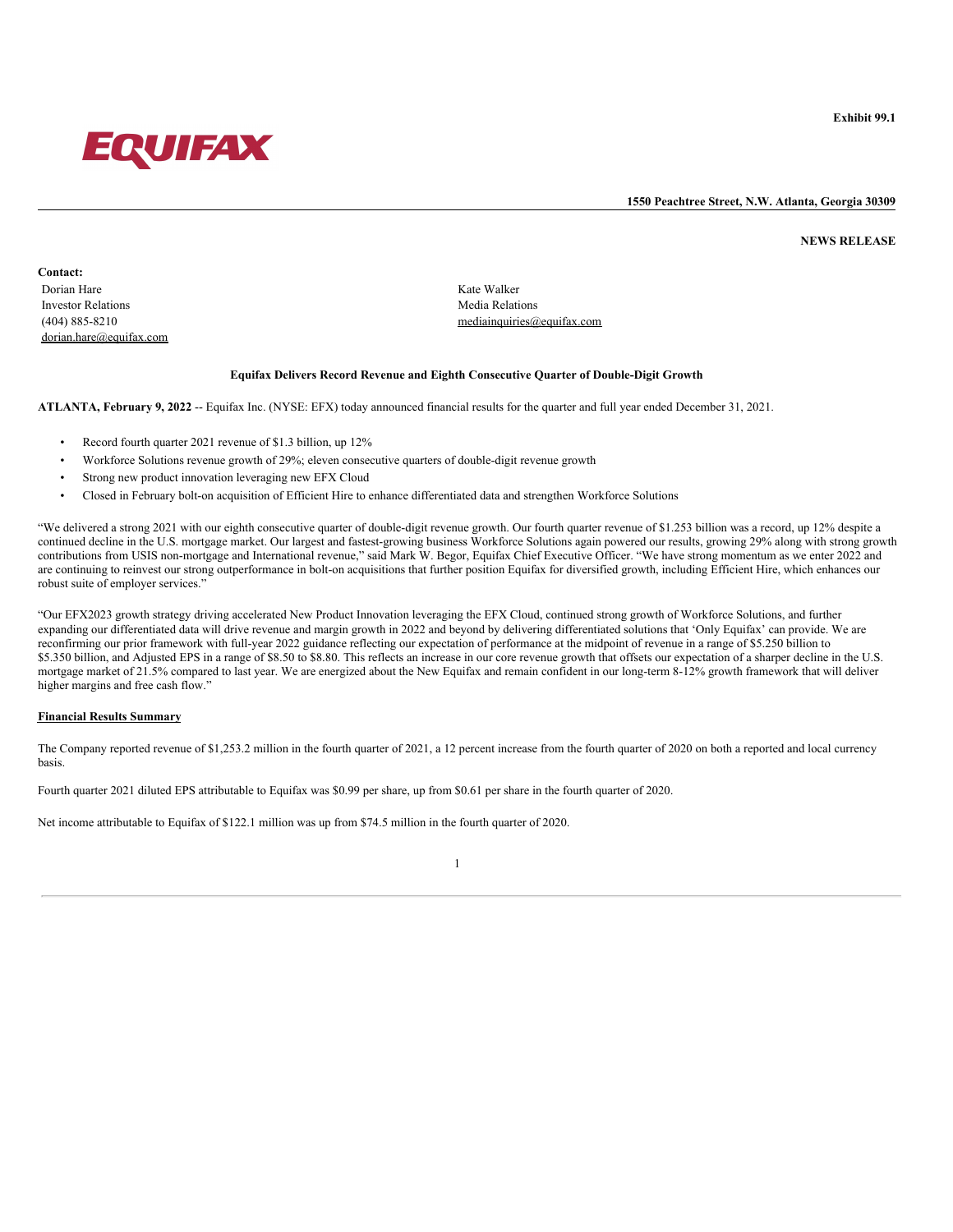Exhibit 99.1

EQUIFAX

**1550 Peachtree Street, N.W. Atlanta, Georgia 30309**

**NEWS RELEASE**

**Contact:**

Dorian Hare
Investor Relations
(404) 885-8210
dorian.hare@equifax.com

Kate Walker
Media Relations
mediainquiries@equifax.com

**Equifax Delivers Record Revenue and Eighth Consecutive Quarter of Double-Digit Growth**

**ATLANTA, February 9, 2022** -- Equifax Inc. (NYSE: EFX) today announced financial results for the quarter and full year ended December 31, 2021.

- Record fourth quarter 2021 revenue of $1.3 billion, up 12%
- Workforce Solutions revenue growth of 29%; eleven consecutive quarters of double-digit revenue growth
- Strong new product innovation leveraging new EFX Cloud
- Closed in February bolt-on acquisition of Efficient Hire to enhance differentiated data and strengthen Workforce Solutions

"We delivered a strong 2021 with our eighth consecutive quarter of double-digit revenue growth. Our fourth quarter revenue of $1.253 billion was a record, up 12% despite a continued decline in the U.S. mortgage market. Our largest and fastest-growing business Workforce Solutions again powered our results, growing 29% along with strong growth contributions from USIS non-mortgage and International revenue," said Mark W. Begor, Equifax Chief Executive Officer. "We have strong momentum as we enter 2022 and are continuing to reinvest our strong outperformance in bolt-on acquisitions that further position Equifax for diversified growth, including Efficient Hire, which enhances our robust suite of employer services."

"Our EFX2023 growth strategy driving accelerated New Product Innovation leveraging the EFX Cloud, continued strong growth of Workforce Solutions, and further expanding our differentiated data will drive revenue and margin growth in 2022 and beyond by delivering differentiated solutions that 'Only Equifax' can provide. We are reconfirming our prior framework with full-year 2022 guidance reflecting our expectation of performance at the midpoint of revenue in a range of $5.250 billion to $5.350 billion, and Adjusted EPS in a range of $8.50 to $8.80. This reflects an increase in our core revenue growth that offsets our expectation of a sharper decline in the U.S. mortgage market of 21.5% compared to last year. We are energized about the New Equifax and remain confident in our long-term 8-12% growth framework that will deliver higher margins and free cash flow."

**Financial Results Summary**

The Company reported revenue of $1,253.2 million in the fourth quarter of 2021, a 12 percent increase from the fourth quarter of 2020 on both a reported and local currency basis.

Fourth quarter 2021 diluted EPS attributable to Equifax was $0.99 per share, up from $0.61 per share in the fourth quarter of 2020.

Net income attributable to Equifax of $122.1 million was up from $74.5 million in the fourth quarter of 2020.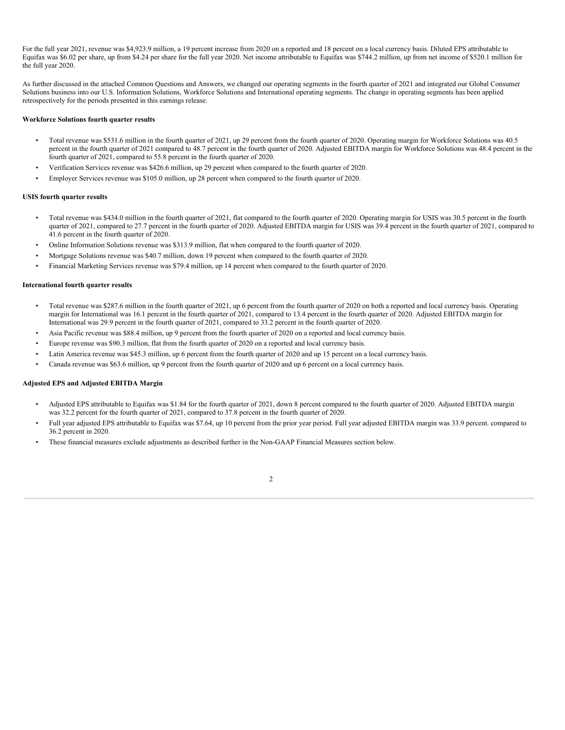For the full year 2021, revenue was $4,923.9 million, a 19 percent increase from 2020 on a reported and 18 percent on a local currency basis. Diluted EPS attributable to Equifax was $6.02 per share, up from $4.24 per share for the full year 2020. Net income attributable to Equifax was $744.2 million, up from net income of $520.1 million for the full year 2020.

As further discussed in the attached Common Questions and Answers, we changed our operating segments in the fourth quarter of 2021 and integrated our Global Consumer Solutions business into our U.S. Information Solutions, Workforce Solutions and International operating segments. The change in operating segments has been applied retrospectively for the periods presented in this earnings release.

**Workforce Solutions fourth quarter results**

- Total revenue was $531.6 million in the fourth quarter of 2021, up 29 percent from the fourth quarter of 2020. Operating margin for Workforce Solutions was 40.5 percent in the fourth quarter of 2021 compared to 48.7 percent in the fourth quarter of 2020. Adjusted EBITDA margin for Workforce Solutions was 48.4 percent in the fourth quarter of 2021, compared to 55.8 percent in the fourth quarter of 2020.
- Verification Services revenue was $426.6 million, up 29 percent when compared to the fourth quarter of 2020.
- Employer Services revenue was $105.0 million, up 28 percent when compared to the fourth quarter of 2020.

**USIS fourth quarter results**

- Total revenue was $434.0 million in the fourth quarter of 2021, flat compared to the fourth quarter of 2020. Operating margin for USIS was 30.5 percent in the fourth quarter of 2021, compared to 27.7 percent in the fourth quarter of 2020. Adjusted EBITDA margin for USIS was 39.4 percent in the fourth quarter of 2021, compared to 41.6 percent in the fourth quarter of 2020.
- Online Information Solutions revenue was $313.9 million, flat when compared to the fourth quarter of 2020.
- Mortgage Solutions revenue was $40.7 million, down 19 percent when compared to the fourth quarter of 2020.
- Financial Marketing Services revenue was $79.4 million, up 14 percent when compared to the fourth quarter of 2020.

**International fourth quarter results**

- Total revenue was $287.6 million in the fourth quarter of 2021, up 6 percent from the fourth quarter of 2020 on both a reported and local currency basis. Operating margin for International was 16.1 percent in the fourth quarter of 2021, compared to 13.4 percent in the fourth quarter of 2020. Adjusted EBITDA margin for International was 29.9 percent in the fourth quarter of 2021, compared to 33.2 percent in the fourth quarter of 2020.
- Asia Pacific revenue was $88.4 million, up 9 percent from the fourth quarter of 2020 on a reported and local currency basis.
- Europe revenue was $90.3 million, flat from the fourth quarter of 2020 on a reported and local currency basis.
- Latin America revenue was $45.3 million, up 6 percent from the fourth quarter of 2020 and up 15 percent on a local currency basis.
- Canada revenue was $63.6 million, up 9 percent from the fourth quarter of 2020 and up 6 percent on a local currency basis.

**Adjusted EPS and Adjusted EBITDA Margin**

- Adjusted EPS attributable to Equifax was $1.84 for the fourth quarter of 2021, down 8 percent compared to the fourth quarter of 2020. Adjusted EBITDA margin was 32.2 percent for the fourth quarter of 2021, compared to 37.8 percent in the fourth quarter of 2020.
- Full year adjusted EPS attributable to Equifax was $7.64, up 10 percent from the prior year period. Full year adjusted EBITDA margin was 33.9 percent. compared to 36.2 percent in 2020.
- These financial measures exclude adjustments as described further in the Non-GAAP Financial Measures section below.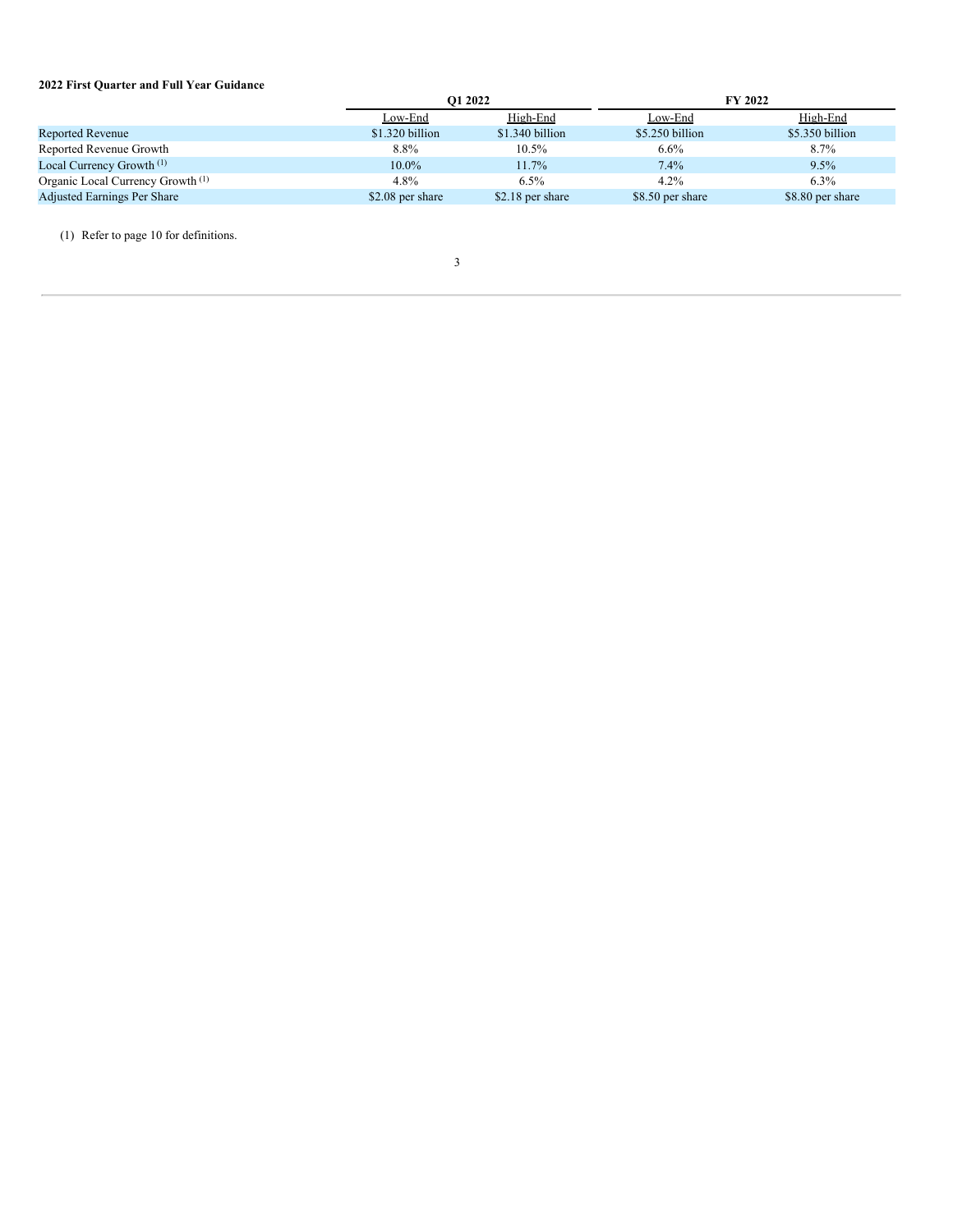**2022 First Quarter and Full Year Guidance**

| | Q1 2022 | | FY 2022 | |
|---|---|---|---|---|
| | Low-End | High-End | Low-End | High-End |
| Reported Revenue | $1.320 billion | $1.340 billion | $5.250 billion | $5.350 billion |
| Reported Revenue Growth | 8.8% | 10.5% | 6.6% | 8.7% |
| Local Currency Growth (1) | 10.0% | 11.7% | 7.4% | 9.5% |
| Organic Local Currency Growth (1) | 4.8% | 6.5% | 4.2% | 6.3% |
| Adjusted Earnings Per Share | $2.08 per share | $2.18 per share | $8.50 per share | $8.80 per share |

(1) Refer to page 10 for definitions.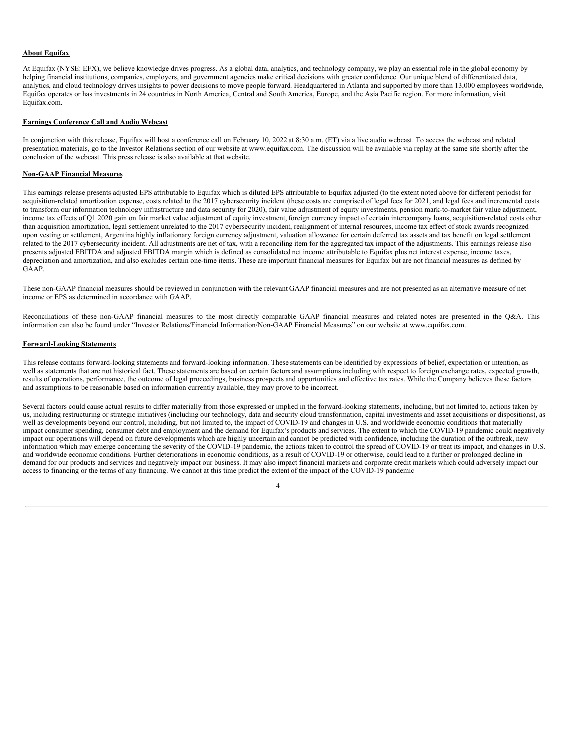## About Equifax

At Equifax (NYSE: EFX), we believe knowledge drives progress. As a global data, analytics, and technology company, we play an essential role in the global economy by helping financial institutions, companies, employers, and government agencies make critical decisions with greater confidence. Our unique blend of differentiated data, analytics, and cloud technology drives insights to power decisions to move people forward. Headquartered in Atlanta and supported by more than 13,000 employees worldwide, Equifax operates or has investments in 24 countries in North America, Central and South America, Europe, and the Asia Pacific region. For more information, visit Equifax.com.

## Earnings Conference Call and Audio Webcast

In conjunction with this release, Equifax will host a conference call on February 10, 2022 at 8:30 a.m. (ET) via a live audio webcast. To access the webcast and related presentation materials, go to the Investor Relations section of our website at www.equifax.com. The discussion will be available via replay at the same site shortly after the conclusion of the webcast. This press release is also available at that website.

## Non-GAAP Financial Measures

This earnings release presents adjusted EPS attributable to Equifax which is diluted EPS attributable to Equifax adjusted (to the extent noted above for different periods) for acquisition-related amortization expense, costs related to the 2017 cybersecurity incident (these costs are comprised of legal fees for 2021, and legal fees and incremental costs to transform our information technology infrastructure and data security for 2020), fair value adjustment of equity investments, pension mark-to-market fair value adjustment, income tax effects of Q1 2020 gain on fair market value adjustment of equity investment, foreign currency impact of certain intercompany loans, acquisition-related costs other than acquisition amortization, legal settlement unrelated to the 2017 cybersecurity incident, realignment of internal resources, income tax effect of stock awards recognized upon vesting or settlement, Argentina highly inflationary foreign currency adjustment, valuation allowance for certain deferred tax assets and tax benefit on legal settlement related to the 2017 cybersecurity incident. All adjustments are net of tax, with a reconciling item for the aggregated tax impact of the adjustments. This earnings release also presents adjusted EBITDA and adjusted EBITDA margin which is defined as consolidated net income attributable to Equifax plus net interest expense, income taxes, depreciation and amortization, and also excludes certain one-time items. These are important financial measures for Equifax but are not financial measures as defined by GAAP.

These non-GAAP financial measures should be reviewed in conjunction with the relevant GAAP financial measures and are not presented as an alternative measure of net income or EPS as determined in accordance with GAAP.

Reconciliations of these non-GAAP financial measures to the most directly comparable GAAP financial measures and related notes are presented in the Q&A. This information can also be found under "Investor Relations/Financial Information/Non-GAAP Financial Measures" on our website at www.equifax.com.

## Forward-Looking Statements

This release contains forward-looking statements and forward-looking information. These statements can be identified by expressions of belief, expectation or intention, as well as statements that are not historical fact. These statements are based on certain factors and assumptions including with respect to foreign exchange rates, expected growth, results of operations, performance, the outcome of legal proceedings, business prospects and opportunities and effective tax rates. While the Company believes these factors and assumptions to be reasonable based on information currently available, they may prove to be incorrect.

Several factors could cause actual results to differ materially from those expressed or implied in the forward-looking statements, including, but not limited to, actions taken by us, including restructuring or strategic initiatives (including our technology, data and security cloud transformation, capital investments and asset acquisitions or dispositions), as well as developments beyond our control, including, but not limited to, the impact of COVID-19 and changes in U.S. and worldwide economic conditions that materially impact consumer spending, consumer debt and employment and the demand for Equifax's products and services. The extent to which the COVID-19 pandemic could negatively impact our operations will depend on future developments which are highly uncertain and cannot be predicted with confidence, including the duration of the outbreak, new information which may emerge concerning the severity of the COVID-19 pandemic, the actions taken to control the spread of COVID-19 or treat its impact, and changes in U.S. and worldwide economic conditions. Further deteriorations in economic conditions, as a result of COVID-19 or otherwise, could lead to a further or prolonged decline in demand for our products and services and negatively impact our business. It may also impact financial markets and corporate credit markets which could adversely impact our access to financing or the terms of any financing. We cannot at this time predict the extent of the impact of the COVID-19 pandemic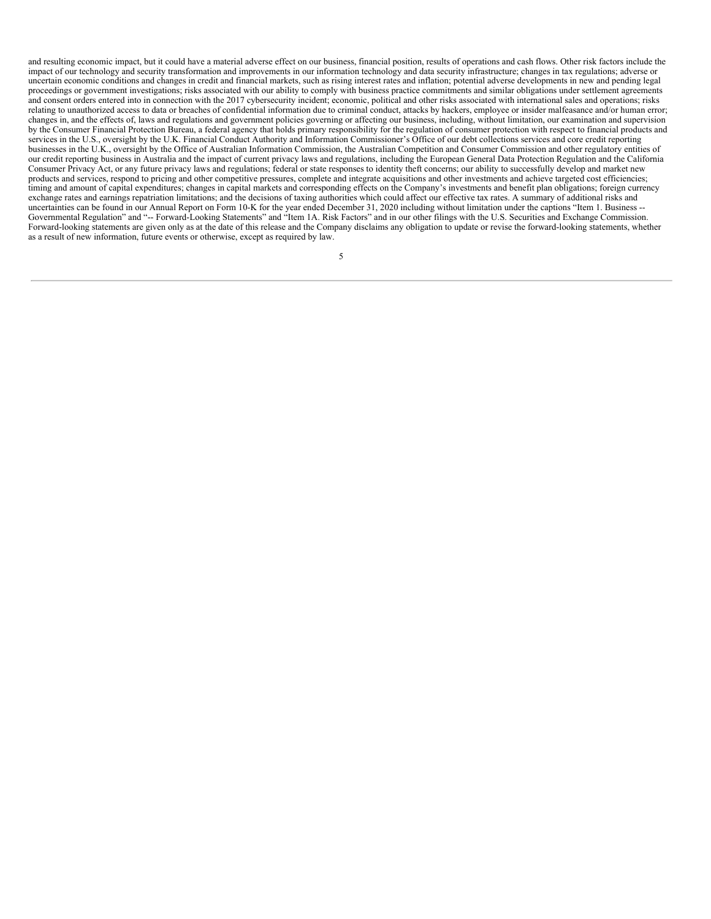and resulting economic impact, but it could have a material adverse effect on our business, financial position, results of operations and cash flows. Other risk factors include the impact of our technology and security transformation and improvements in our information technology and data security infrastructure; changes in tax regulations; adverse or uncertain economic conditions and changes in credit and financial markets, such as rising interest rates and inflation; potential adverse developments in new and pending legal proceedings or government investigations; risks associated with our ability to comply with business practice commitments and similar obligations under settlement agreements and consent orders entered into in connection with the 2017 cybersecurity incident; economic, political and other risks associated with international sales and operations; risks relating to unauthorized access to data or breaches of confidential information due to criminal conduct, attacks by hackers, employee or insider malfeasance and/or human error; changes in, and the effects of, laws and regulations and government policies governing or affecting our business, including, without limitation, our examination and supervision by the Consumer Financial Protection Bureau, a federal agency that holds primary responsibility for the regulation of consumer protection with respect to financial products and services in the U.S., oversight by the U.K. Financial Conduct Authority and Information Commissioner's Office of our debt collections services and core credit reporting businesses in the U.K., oversight by the Office of Australian Information Commission, the Australian Competition and Consumer Commission and other regulatory entities of our credit reporting business in Australia and the impact of current privacy laws and regulations, including the European General Data Protection Regulation and the California Consumer Privacy Act, or any future privacy laws and regulations; federal or state responses to identity theft concerns; our ability to successfully develop and market new products and services, respond to pricing and other competitive pressures, complete and integrate acquisitions and other investments and achieve targeted cost efficiencies; timing and amount of capital expenditures; changes in capital markets and corresponding effects on the Company's investments and benefit plan obligations; foreign currency exchange rates and earnings repatriation limitations; and the decisions of taxing authorities which could affect our effective tax rates. A summary of additional risks and uncertainties can be found in our Annual Report on Form 10-K for the year ended December 31, 2020 including without limitation under the captions "Item 1. Business -- Governmental Regulation" and "-- Forward-Looking Statements" and "Item 1A. Risk Factors" and in our other filings with the U.S. Securities and Exchange Commission. Forward-looking statements are given only as at the date of this release and the Company disclaims any obligation to update or revise the forward-looking statements, whether as a result of new information, future events or otherwise, except as required by law.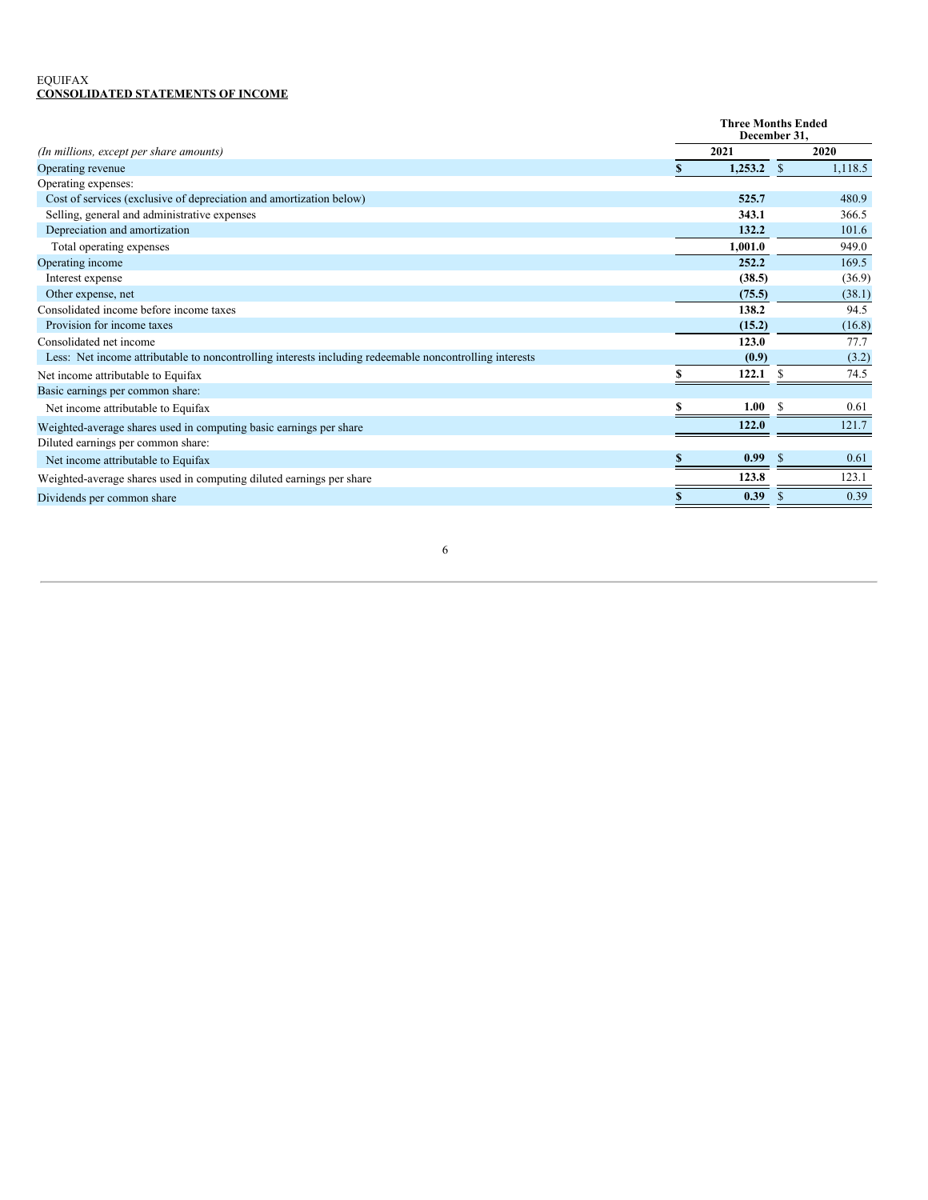EQUIFAX

**CONSOLIDATED STATEMENTS OF INCOME**

| *(In millions, except per share amounts)* | Three Months Ended December 31, 2021 | 2020 |
|---|---|---|
| Operating revenue | **$ 1,253.2** | $ 1,118.5 |
| Operating expenses: | | |
| Cost of services (exclusive of depreciation and amortization below) | **525.7** | 480.9 |
| Selling, general and administrative expenses | **343.1** | 366.5 |
| Depreciation and amortization | **132.2** | 101.6 |
| Total operating expenses | **1,001.0** | 949.0 |
| Operating income | **252.2** | 169.5 |
| Interest expense | **(38.5)** | (36.9) |
| Other expense, net | **(75.5)** | (38.1) |
| Consolidated income before income taxes | **138.2** | 94.5 |
| Provision for income taxes | **(15.2)** | (16.8) |
| Consolidated net income | **123.0** | 77.7 |
| Less: Net income attributable to noncontrolling interests including redeemable noncontrolling interests | **(0.9)** | (3.2) |
| Net income attributable to Equifax | **$ 122.1** | $ 74.5 |
| Basic earnings per common share: | | |
| Net income attributable to Equifax | **$ 1.00** | $ 0.61 |
| Weighted-average shares used in computing basic earnings per share | **122.0** | 121.7 |
| Diluted earnings per common share: | | |
| Net income attributable to Equifax | **$ 0.99** | $ 0.61 |
| Weighted-average shares used in computing diluted earnings per share | **123.8** | 123.1 |
| Dividends per common share | **$ 0.39** | $ 0.39 |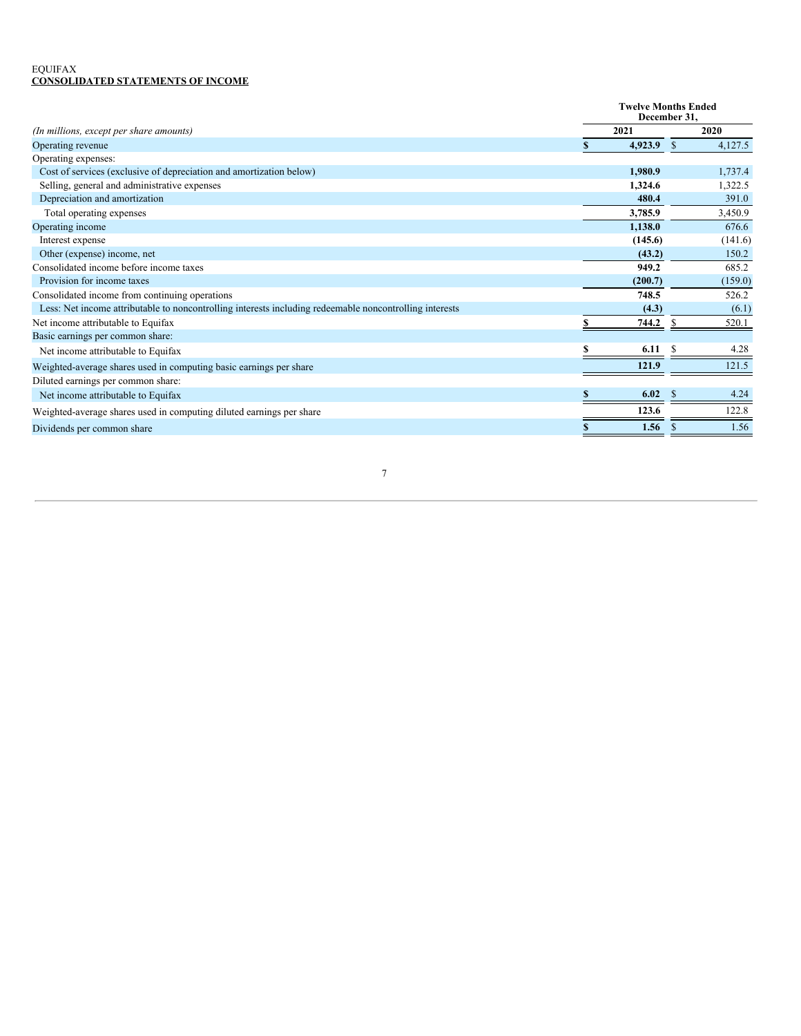EQUIFAX

**CONSOLIDATED STATEMENTS OF INCOME**

| *(In millions, except per share amounts)* | Twelve Months Ended December 31, 2021 | Twelve Months Ended December 31, 2020 |
|---|---|---|
| Operating revenue | **$ 4,923.9** | $ 4,127.5 |
| Operating expenses: | | |
| Cost of services (exclusive of depreciation and amortization below) | **1,980.9** | 1,737.4 |
| Selling, general and administrative expenses | **1,324.6** | 1,322.5 |
| Depreciation and amortization | **480.4** | 391.0 |
| Total operating expenses | **3,785.9** | 3,450.9 |
| Operating income | **1,138.0** | 676.6 |
| Interest expense | **(145.6)** | (141.6) |
| Other (expense) income, net | **(43.2)** | 150.2 |
| Consolidated income before income taxes | **949.2** | 685.2 |
| Provision for income taxes | **(200.7)** | (159.0) |
| Consolidated income from continuing operations | **748.5** | 526.2 |
| Less: Net income attributable to noncontrolling interests including redeemable noncontrolling interests | **(4.3)** | (6.1) |
| Net income attributable to Equifax | **$ 744.2** | $ 520.1 |
| Basic earnings per common share: | | |
| Net income attributable to Equifax | **$ 6.11** | $ 4.28 |
| Weighted-average shares used in computing basic earnings per share | **121.9** | 121.5 |
| Diluted earnings per common share: | | |
| Net income attributable to Equifax | **$ 6.02** | $ 4.24 |
| Weighted-average shares used in computing diluted earnings per share | **123.6** | 122.8 |
| Dividends per common share | **$ 1.56** | $ 1.56 |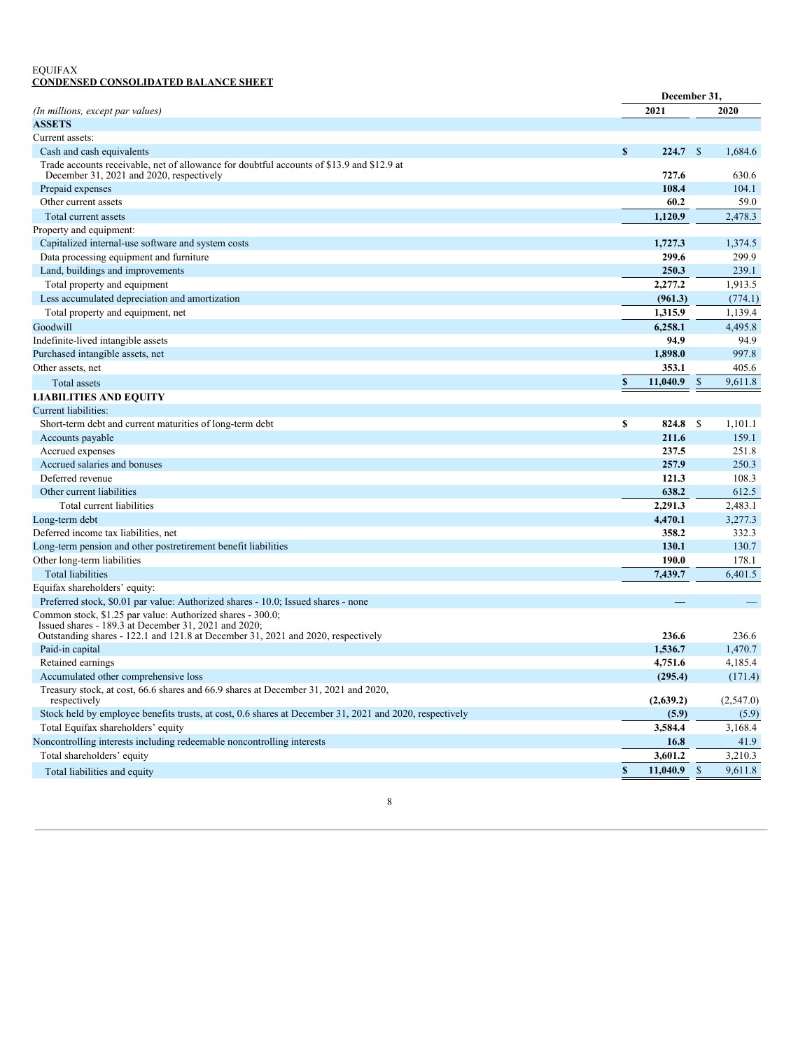EQUIFAX
**CONDENSED CONSOLIDATED BALANCE SHEET**

| *(In millions, except par values)* | December 31, 2021 | December 31, 2020 |
|---|---|---|
| **ASSETS** | | |
| Current assets: | | |
| Cash and cash equivalents | **$ 224.7** | $ 1,684.6 |
| Trade accounts receivable, net of allowance for doubtful accounts of $13.9 and $12.9 at December 31, 2021 and 2020, respectively | **727.6** | 630.6 |
| Prepaid expenses | **108.4** | 104.1 |
| Other current assets | **60.2** | 59.0 |
| Total current assets | **1,120.9** | 2,478.3 |
| Property and equipment: | | |
| Capitalized internal-use software and system costs | **1,727.3** | 1,374.5 |
| Data processing equipment and furniture | **299.6** | 299.9 |
| Land, buildings and improvements | **250.3** | 239.1 |
| Total property and equipment | **2,277.2** | 1,913.5 |
| Less accumulated depreciation and amortization | **(961.3)** | (774.1) |
| Total property and equipment, net | **1,315.9** | 1,139.4 |
| Goodwill | **6,258.1** | 4,495.8 |
| Indefinite-lived intangible assets | **94.9** | 94.9 |
| Purchased intangible assets, net | **1,898.0** | 997.8 |
| Other assets, net | **353.1** | 405.6 |
| Total assets | **$ 11,040.9** | $ 9,611.8 |
| **LIABILITIES AND EQUITY** | | |
| Current liabilities: | | |
| Short-term debt and current maturities of long-term debt | **$ 824.8** | $ 1,101.1 |
| Accounts payable | **211.6** | 159.1 |
| Accrued expenses | **237.5** | 251.8 |
| Accrued salaries and bonuses | **257.9** | 250.3 |
| Deferred revenue | **121.3** | 108.3 |
| Other current liabilities | **638.2** | 612.5 |
| Total current liabilities | **2,291.3** | 2,483.1 |
| Long-term debt | **4,470.1** | 3,277.3 |
| Deferred income tax liabilities, net | **358.2** | 332.3 |
| Long-term pension and other postretirement benefit liabilities | **130.1** | 130.7 |
| Other long-term liabilities | **190.0** | 178.1 |
| Total liabilities | **7,439.7** | 6,401.5 |
| Equifax shareholders' equity: | | |
| Preferred stock, $0.01 par value: Authorized shares - 10.0; Issued shares - none | **—** | — |
| Common stock, $1.25 par value: Authorized shares - 300.0; Issued shares - 189.3 at December 31, 2021 and 2020; Outstanding shares - 122.1 and 121.8 at December 31, 2021 and 2020, respectively | **236.6** | 236.6 |
| Paid-in capital | **1,536.7** | 1,470.7 |
| Retained earnings | **4,751.6** | 4,185.4 |
| Accumulated other comprehensive loss | **(295.4)** | (171.4) |
| Treasury stock, at cost, 66.6 shares and 66.9 shares at December 31, 2021 and 2020, respectively | **(2,639.2)** | (2,547.0) |
| Stock held by employee benefits trusts, at cost, 0.6 shares at December 31, 2021 and 2020, respectively | **(5.9)** | (5.9) |
| Total Equifax shareholders' equity | **3,584.4** | 3,168.4 |
| Noncontrolling interests including redeemable noncontrolling interests | **16.8** | 41.9 |
| Total shareholders' equity | **3,601.2** | 3,210.3 |
| Total liabilities and equity | **$ 11,040.9** | $ 9,611.8 |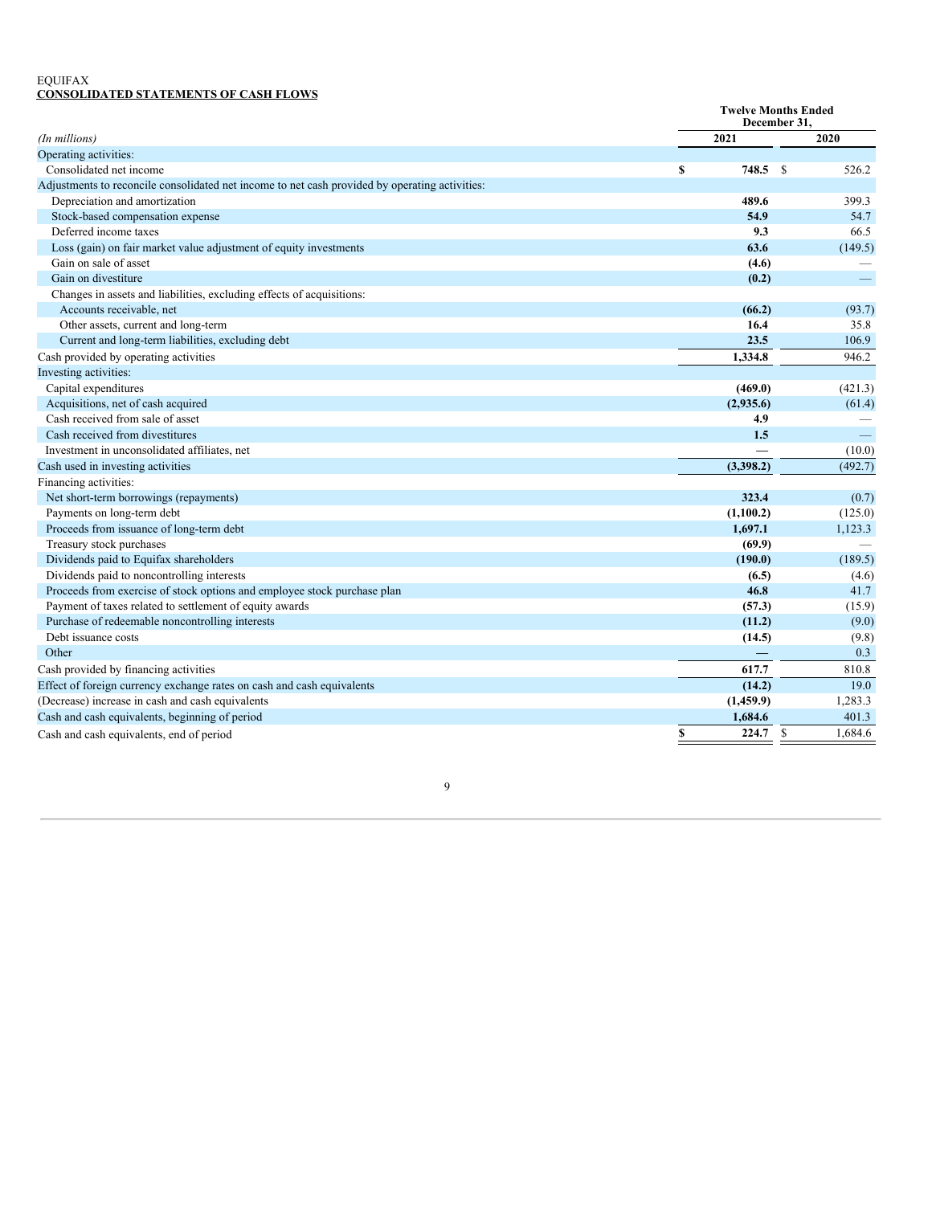EQUIFAX

**CONSOLIDATED STATEMENTS OF CASH FLOWS**

| *(In millions)* | Twelve Months Ended December 31, 2021 | 2020 |
|---|---|---|
| Operating activities: | | |
| Consolidated net income | **$ 748.5** | $ 526.2 |
| Adjustments to reconcile consolidated net income to net cash provided by operating activities: | | |
| Depreciation and amortization | **489.6** | 399.3 |
| Stock-based compensation expense | **54.9** | 54.7 |
| Deferred income taxes | **9.3** | 66.5 |
| Loss (gain) on fair market value adjustment of equity investments | **63.6** | (149.5) |
| Gain on sale of asset | **(4.6)** | — |
| Gain on divestiture | **(0.2)** | — |
| Changes in assets and liabilities, excluding effects of acquisitions: | | |
| Accounts receivable, net | **(66.2)** | (93.7) |
| Other assets, current and long-term | **16.4** | 35.8 |
| Current and long-term liabilities, excluding debt | **23.5** | 106.9 |
| Cash provided by operating activities | **1,334.8** | 946.2 |
| Investing activities: | | |
| Capital expenditures | **(469.0)** | (421.3) |
| Acquisitions, net of cash acquired | **(2,935.6)** | (61.4) |
| Cash received from sale of asset | **4.9** | — |
| Cash received from divestitures | **1.5** | — |
| Investment in unconsolidated affiliates, net | **—** | (10.0) |
| Cash used in investing activities | **(3,398.2)** | (492.7) |
| Financing activities: | | |
| Net short-term borrowings (repayments) | **323.4** | (0.7) |
| Payments on long-term debt | **(1,100.2)** | (125.0) |
| Proceeds from issuance of long-term debt | **1,697.1** | 1,123.3 |
| Treasury stock purchases | **(69.9)** | — |
| Dividends paid to Equifax shareholders | **(190.0)** | (189.5) |
| Dividends paid to noncontrolling interests | **(6.5)** | (4.6) |
| Proceeds from exercise of stock options and employee stock purchase plan | **46.8** | 41.7 |
| Payment of taxes related to settlement of equity awards | **(57.3)** | (15.9) |
| Purchase of redeemable noncontrolling interests | **(11.2)** | (9.0) |
| Debt issuance costs | **(14.5)** | (9.8) |
| Other | **—** | 0.3 |
| Cash provided by financing activities | **617.7** | 810.8 |
| Effect of foreign currency exchange rates on cash and cash equivalents | **(14.2)** | 19.0 |
| (Decrease) increase in cash and cash equivalents | **(1,459.9)** | 1,283.3 |
| Cash and cash equivalents, beginning of period | **1,684.6** | 401.3 |
| Cash and cash equivalents, end of period | **$ 224.7** | $ 1,684.6 |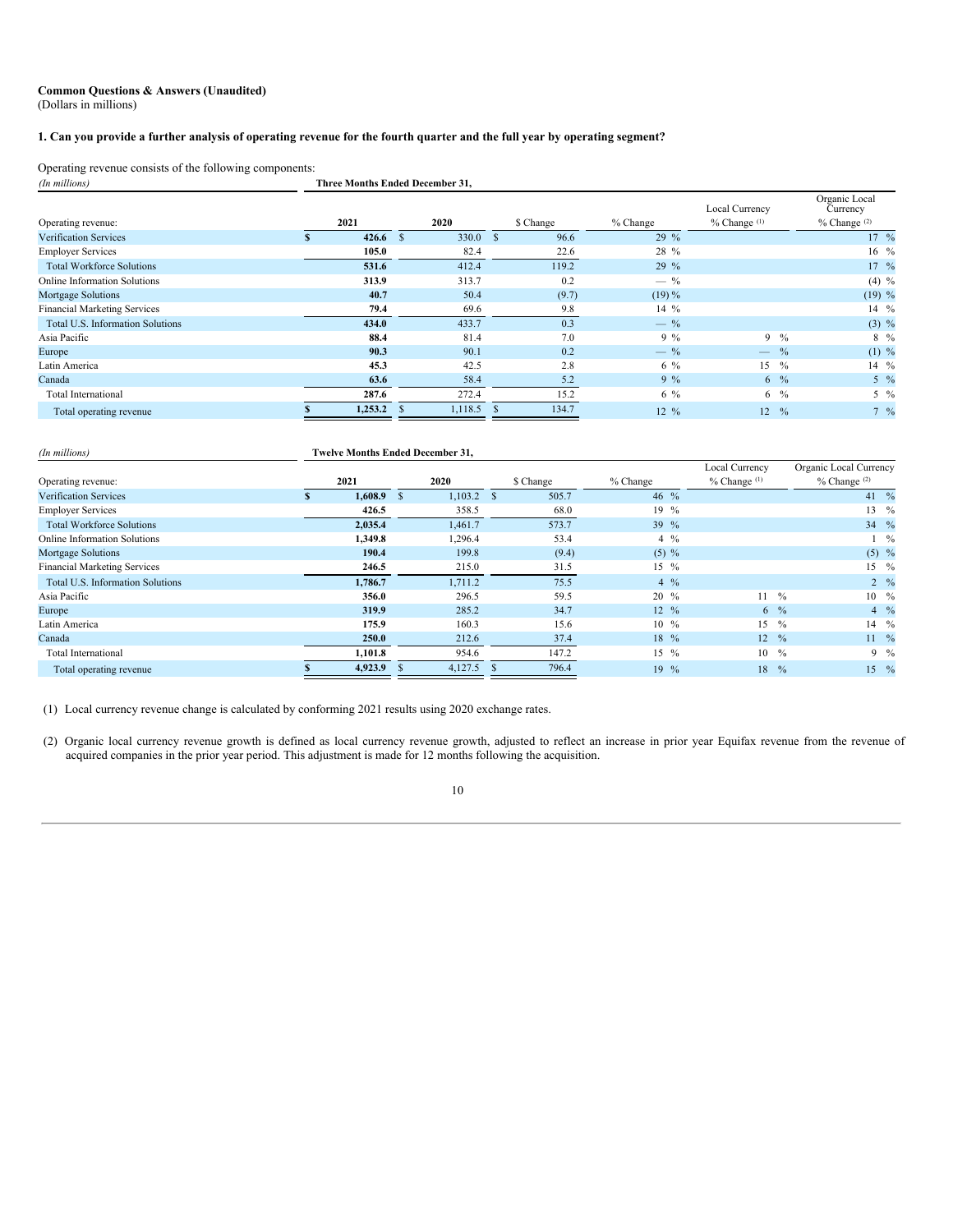**Common Questions & Answers (Unaudited)**
(Dollars in millions)

**1. Can you provide a further analysis of operating revenue for the fourth quarter and the full year by operating segment?**

Operating revenue consists of the following components:

| *(In millions)* | Three Months Ended December 31, | | | | | |
|---|---|---|---|---|---|---|
| Operating revenue: | 2021 | 2020 | $ Change | % Change | Local Currency % Change [(1)] | Organic Local Currency % Change [(2)] |
| Verification Services | $ 426.6 | $ 330.0 | $ 96.6 | 29 % | | 17 % |
| Employer Services | 105.0 | 82.4 | 22.6 | 28 % | | 16 % |
| Total Workforce Solutions | 531.6 | 412.4 | 119.2 | 29 % | | 17 % |
| Online Information Solutions | 313.9 | 313.7 | 0.2 | — % | | (4) % |
| Mortgage Solutions | 40.7 | 50.4 | (9.7) | (19) % | | (19) % |
| Financial Marketing Services | 79.4 | 69.6 | 9.8 | 14 % | | 14 % |
| Total U.S. Information Solutions | 434.0 | 433.7 | 0.3 | — % | | (3) % |
| Asia Pacific | 88.4 | 81.4 | 7.0 | 9 % | 9 % | 8 % |
| Europe | 90.3 | 90.1 | 0.2 | — % | — % | (1) % |
| Latin America | 45.3 | 42.5 | 2.8 | 6 % | 15 % | 14 % |
| Canada | 63.6 | 58.4 | 5.2 | 9 % | 6 % | 5 % |
| Total International | 287.6 | 272.4 | 15.2 | 6 % | 6 % | 5 % |
| Total operating revenue | $ 1,253.2 | $ 1,118.5 | $ 134.7 | 12 % | 12 % | 7 % |

| *(In millions)* | Twelve Months Ended December 31, | | | | | |
|---|---|---|---|---|---|---|
| Operating revenue: | 2021 | 2020 | $ Change | % Change | Local Currency % Change [(1)] | Organic Local Currency % Change [(2)] |
| Verification Services | $ 1,608.9 | $ 1,103.2 | $ 505.7 | 46 % | | 41 % |
| Employer Services | 426.5 | 358.5 | 68.0 | 19 % | | 13 % |
| Total Workforce Solutions | 2,035.4 | 1,461.7 | 573.7 | 39 % | | 34 % |
| Online Information Solutions | 1,349.8 | 1,296.4 | 53.4 | 4 % | | 1 % |
| Mortgage Solutions | 190.4 | 199.8 | (9.4) | (5) % | | (5) % |
| Financial Marketing Services | 246.5 | 215.0 | 31.5 | 15 % | | 15 % |
| Total U.S. Information Solutions | 1,786.7 | 1,711.2 | 75.5 | 4 % | | 2 % |
| Asia Pacific | 356.0 | 296.5 | 59.5 | 20 % | 11 % | 10 % |
| Europe | 319.9 | 285.2 | 34.7 | 12 % | 6 % | 4 % |
| Latin America | 175.9 | 160.3 | 15.6 | 10 % | 15 % | 14 % |
| Canada | 250.0 | 212.6 | 37.4 | 18 % | 12 % | 11 % |
| Total International | 1,101.8 | 954.6 | 147.2 | 15 % | 10 % | 9 % |
| Total operating revenue | $ 4,923.9 | $ 4,127.5 | $ 796.4 | 19 % | 18 % | 15 % |

(1) Local currency revenue change is calculated by conforming 2021 results using 2020 exchange rates.

(2) Organic local currency revenue growth is defined as local currency revenue growth, adjusted to reflect an increase in prior year Equifax revenue from the revenue of acquired companies in the prior year period. This adjustment is made for 12 months following the acquisition.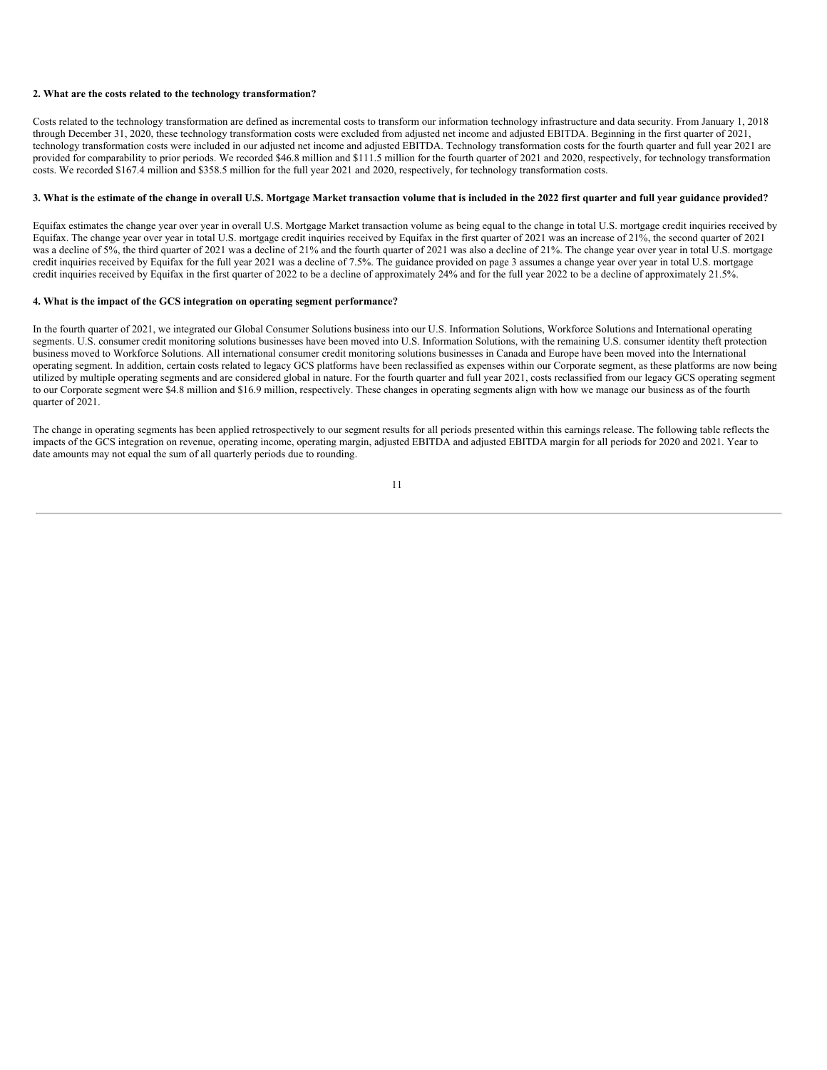**2. What are the costs related to the technology transformation?**

Costs related to the technology transformation are defined as incremental costs to transform our information technology infrastructure and data security. From January 1, 2018 through December 31, 2020, these technology transformation costs were excluded from adjusted net income and adjusted EBITDA. Beginning in the first quarter of 2021, technology transformation costs were included in our adjusted net income and adjusted EBITDA. Technology transformation costs for the fourth quarter and full year 2021 are provided for comparability to prior periods. We recorded $46.8 million and $111.5 million for the fourth quarter of 2021 and 2020, respectively, for technology transformation costs. We recorded $167.4 million and $358.5 million for the full year 2021 and 2020, respectively, for technology transformation costs.

**3. What is the estimate of the change in overall U.S. Mortgage Market transaction volume that is included in the 2022 first quarter and full year guidance provided?**

Equifax estimates the change year over year in overall U.S. Mortgage Market transaction volume as being equal to the change in total U.S. mortgage credit inquiries received by Equifax. The change year over year in total U.S. mortgage credit inquiries received by Equifax in the first quarter of 2021 was an increase of 21%, the second quarter of 2021 was a decline of 5%, the third quarter of 2021 was a decline of 21% and the fourth quarter of 2021 was also a decline of 21%. The change year over year in total U.S. mortgage credit inquiries received by Equifax for the full year 2021 was a decline of 7.5%. The guidance provided on page 3 assumes a change year over year in total U.S. mortgage credit inquiries received by Equifax in the first quarter of 2022 to be a decline of approximately 24% and for the full year 2022 to be a decline of approximately 21.5%.

**4. What is the impact of the GCS integration on operating segment performance?**

In the fourth quarter of 2021, we integrated our Global Consumer Solutions business into our U.S. Information Solutions, Workforce Solutions and International operating segments. U.S. consumer credit monitoring solutions businesses have been moved into U.S. Information Solutions, with the remaining U.S. consumer identity theft protection business moved to Workforce Solutions. All international consumer credit monitoring solutions businesses in Canada and Europe have been moved into the International operating segment. In addition, certain costs related to legacy GCS platforms have been reclassified as expenses within our Corporate segment, as these platforms are now being utilized by multiple operating segments and are considered global in nature. For the fourth quarter and full year 2021, costs reclassified from our legacy GCS operating segment to our Corporate segment were $4.8 million and $16.9 million, respectively. These changes in operating segments align with how we manage our business as of the fourth quarter of 2021.

The change in operating segments has been applied retrospectively to our segment results for all periods presented within this earnings release. The following table reflects the impacts of the GCS integration on revenue, operating income, operating margin, adjusted EBITDA and adjusted EBITDA margin for all periods for 2020 and 2021. Year to date amounts may not equal the sum of all quarterly periods due to rounding.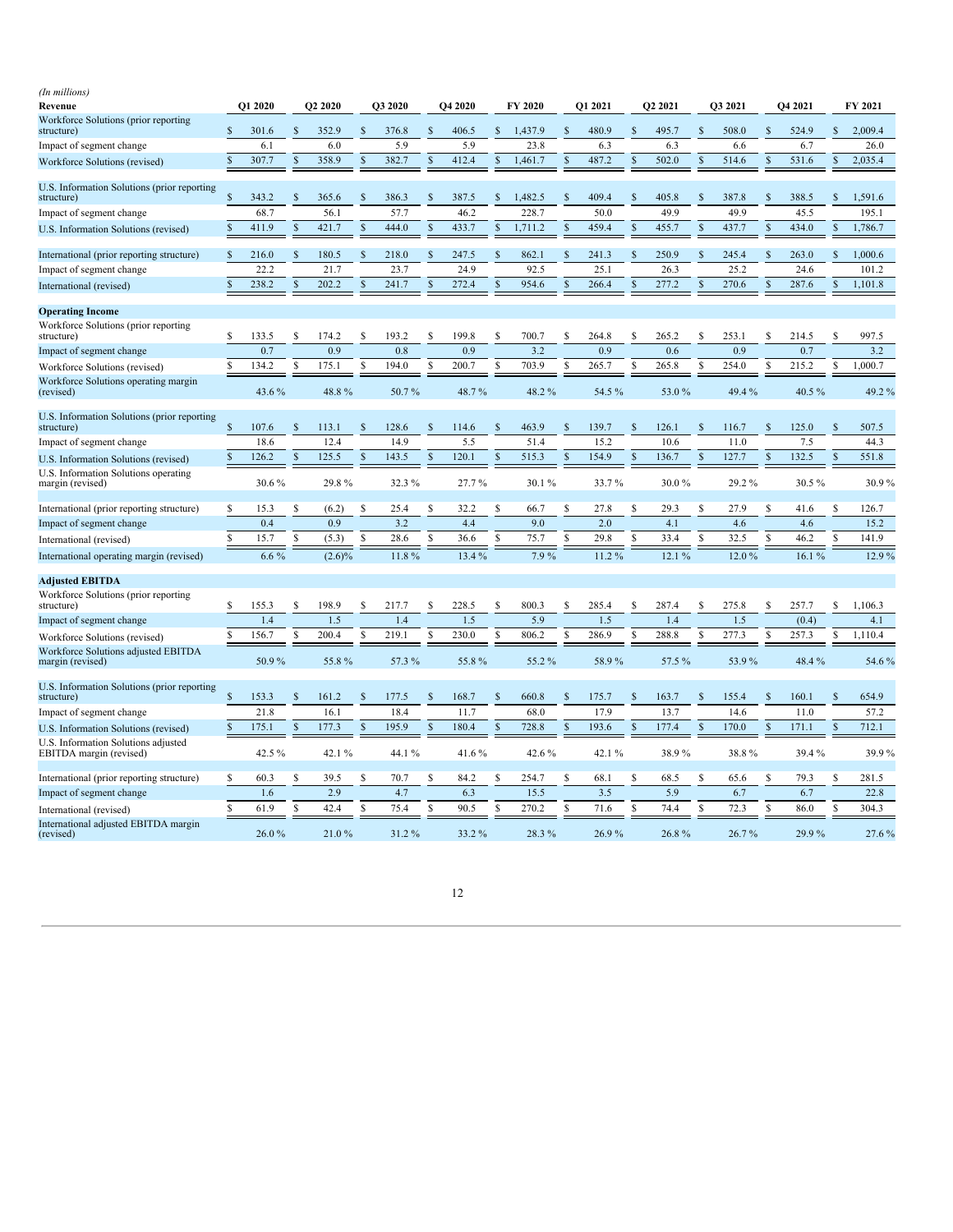*(In millions)*

| Revenue | Q1 2020 | Q2 2020 | Q3 2020 | Q4 2020 | FY 2020 | Q1 2021 | Q2 2021 | Q3 2021 | Q4 2021 | FY 2021 |
|---|---|---|---|---|---|---|---|---|---|---|
| Workforce Solutions (prior reporting structure) | $ 301.6 | $ 352.9 | $ 376.8 | $ 406.5 | $ 1,437.9 | $ 480.9 | $ 495.7 | $ 508.0 | $ 524.9 | $ 2,009.4 |
| Impact of segment change | 6.1 | 6.0 | 5.9 | 5.9 | 23.8 | 6.3 | 6.3 | 6.6 | 6.7 | 26.0 |
| Workforce Solutions (revised) | $ 307.7 | $ 358.9 | $ 382.7 | $ 412.4 | $ 1,461.7 | $ 487.2 | $ 502.0 | $ 514.6 | $ 531.6 | $ 2,035.4 |
| U.S. Information Solutions (prior reporting structure) | $ 343.2 | $ 365.6 | $ 386.3 | $ 387.5 | $ 1,482.5 | $ 409.4 | $ 405.8 | $ 387.8 | $ 388.5 | $ 1,591.6 |
| Impact of segment change | 68.7 | 56.1 | 57.7 | 46.2 | 228.7 | 50.0 | 49.9 | 49.9 | 45.5 | 195.1 |
| U.S. Information Solutions (revised) | $ 411.9 | $ 421.7 | $ 444.0 | $ 433.7 | $ 1,711.2 | $ 459.4 | $ 455.7 | $ 437.7 | $ 434.0 | $ 1,786.7 |
| International (prior reporting structure) | $ 216.0 | $ 180.5 | $ 218.0 | $ 247.5 | $ 862.1 | $ 241.3 | $ 250.9 | $ 245.4 | $ 263.0 | $ 1,000.6 |
| Impact of segment change | 22.2 | 21.7 | 23.7 | 24.9 | 92.5 | 25.1 | 26.3 | 25.2 | 24.6 | 101.2 |
| International (revised) | $ 238.2 | $ 202.2 | $ 241.7 | $ 272.4 | $ 954.6 | $ 266.4 | $ 277.2 | $ 270.6 | $ 287.6 | $ 1,101.8 |
| **Operating Income** | | | | | | | | | | |
| Workforce Solutions (prior reporting structure) | $ 133.5 | $ 174.2 | $ 193.2 | $ 199.8 | $ 700.7 | $ 264.8 | $ 265.2 | $ 253.1 | $ 214.5 | $ 997.5 |
| Impact of segment change | 0.7 | 0.9 | 0.8 | 0.9 | 3.2 | 0.9 | 0.6 | 0.9 | 0.7 | 3.2 |
| Workforce Solutions (revised) | $ 134.2 | $ 175.1 | $ 194.0 | $ 200.7 | $ 703.9 | $ 265.7 | $ 265.8 | $ 254.0 | $ 215.2 | $ 1,000.7 |
| Workforce Solutions operating margin (revised) | 43.6 % | 48.8 % | 50.7 % | 48.7 % | 48.2 % | 54.5 % | 53.0 % | 49.4 % | 40.5 % | 49.2 % |
| U.S. Information Solutions (prior reporting structure) | $ 107.6 | $ 113.1 | $ 128.6 | $ 114.6 | $ 463.9 | $ 139.7 | $ 126.1 | $ 116.7 | $ 125.0 | $ 507.5 |
| Impact of segment change | 18.6 | 12.4 | 14.9 | 5.5 | 51.4 | 15.2 | 10.6 | 11.0 | 7.5 | 44.3 |
| U.S. Information Solutions (revised) | $ 126.2 | $ 125.5 | $ 143.5 | $ 120.1 | $ 515.3 | $ 154.9 | $ 136.7 | $ 127.7 | $ 132.5 | $ 551.8 |
| U.S. Information Solutions operating margin (revised) | 30.6 % | 29.8 % | 32.3 % | 27.7 % | 30.1 % | 33.7 % | 30.0 % | 29.2 % | 30.5 % | 30.9 % |
| International (prior reporting structure) | $ 15.3 | $ (6.2) | $ 25.4 | $ 32.2 | $ 66.7 | $ 27.8 | $ 29.3 | $ 27.9 | $ 41.6 | $ 126.7 |
| Impact of segment change | 0.4 | 0.9 | 3.2 | 4.4 | 9.0 | 2.0 | 4.1 | 4.6 | 4.6 | 15.2 |
| International (revised) | $ 15.7 | $ (5.3) | $ 28.6 | $ 36.6 | $ 75.7 | $ 29.8 | $ 33.4 | $ 32.5 | $ 46.2 | $ 141.9 |
| International operating margin (revised) | 6.6 % | (2.6)% | 11.8 % | 13.4 % | 7.9 % | 11.2 % | 12.1 % | 12.0 % | 16.1 % | 12.9 % |
| **Adjusted EBITDA** | | | | | | | | | | |
| Workforce Solutions (prior reporting structure) | $ 155.3 | $ 198.9 | $ 217.7 | $ 228.5 | $ 800.3 | $ 285.4 | $ 287.4 | $ 275.8 | $ 257.7 | $ 1,106.3 |
| Impact of segment change | 1.4 | 1.5 | 1.4 | 1.5 | 5.9 | 1.5 | 1.4 | 1.5 | (0.4) | 4.1 |
| Workforce Solutions (revised) | $ 156.7 | $ 200.4 | $ 219.1 | $ 230.0 | $ 806.2 | $ 286.9 | $ 288.8 | $ 277.3 | $ 257.3 | $ 1,110.4 |
| Workforce Solutions adjusted EBITDA margin (revised) | 50.9 % | 55.8 % | 57.3 % | 55.8 % | 55.2 % | 58.9 % | 57.5 % | 53.9 % | 48.4 % | 54.6 % |
| U.S. Information Solutions (prior reporting structure) | $ 153.3 | $ 161.2 | $ 177.5 | $ 168.7 | $ 660.8 | $ 175.7 | $ 163.7 | $ 155.4 | $ 160.1 | $ 654.9 |
| Impact of segment change | 21.8 | 16.1 | 18.4 | 11.7 | 68.0 | 17.9 | 13.7 | 14.6 | 11.0 | 57.2 |
| U.S. Information Solutions (revised) | $ 175.1 | $ 177.3 | $ 195.9 | $ 180.4 | $ 728.8 | $ 193.6 | $ 177.4 | $ 170.0 | $ 171.1 | $ 712.1 |
| U.S. Information Solutions adjusted EBITDA margin (revised) | 42.5 % | 42.1 % | 44.1 % | 41.6 % | 42.6 % | 42.1 % | 38.9 % | 38.8 % | 39.4 % | 39.9 % |
| International (prior reporting structure) | $ 60.3 | $ 39.5 | $ 70.7 | $ 84.2 | $ 254.7 | $ 68.1 | $ 68.5 | $ 65.6 | $ 79.3 | $ 281.5 |
| Impact of segment change | 1.6 | 2.9 | 4.7 | 6.3 | 15.5 | 3.5 | 5.9 | 6.7 | 6.7 | 22.8 |
| International (revised) | $ 61.9 | $ 42.4 | $ 75.4 | $ 90.5 | $ 270.2 | $ 71.6 | $ 74.4 | $ 72.3 | $ 86.0 | $ 304.3 |
| International adjusted EBITDA margin (revised) | 26.0 % | 21.0 % | 31.2 % | 33.2 % | 28.3 % | 26.9 % | 26.8 % | 26.7 % | 29.9 % | 27.6 % |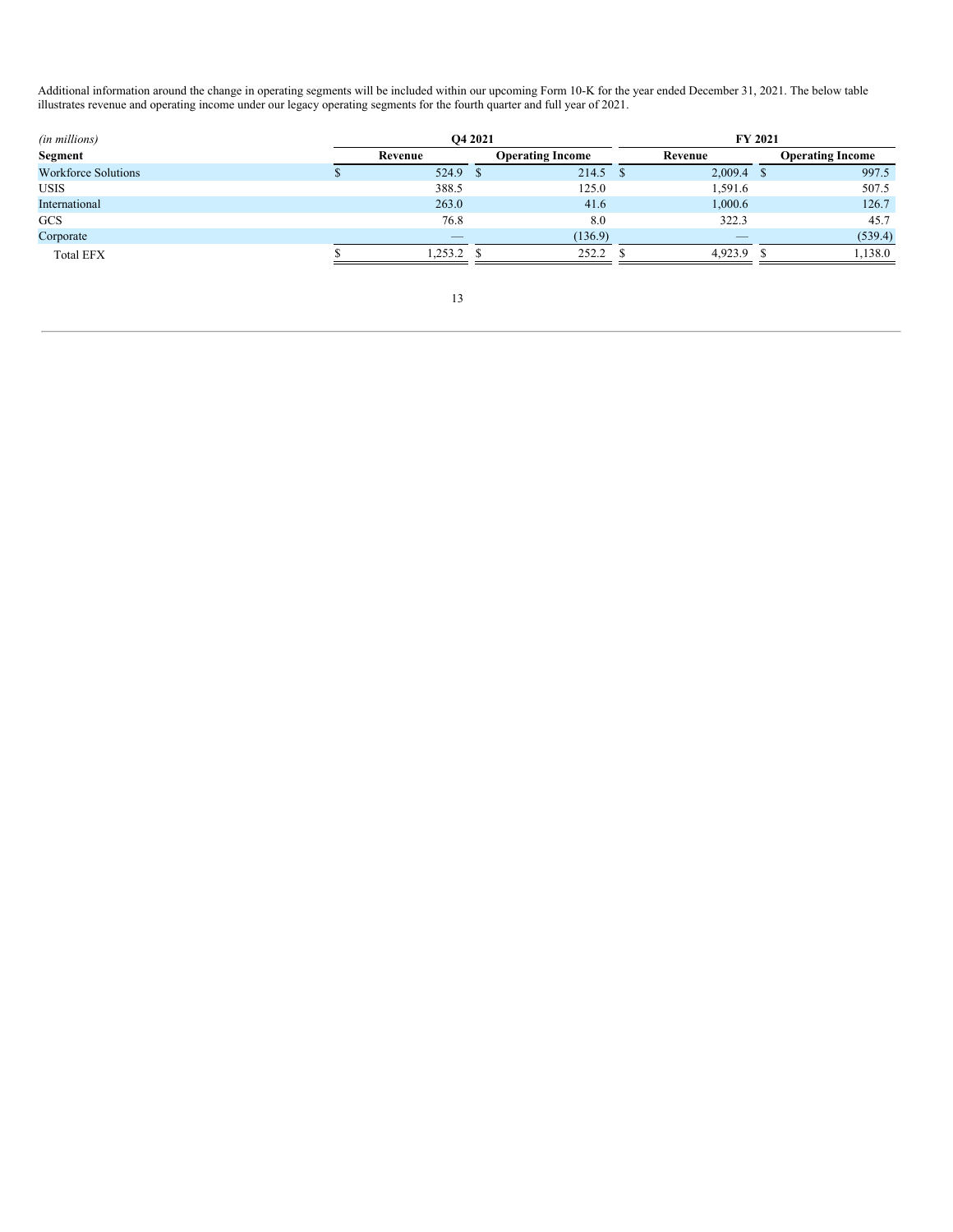Additional information around the change in operating segments will be included within our upcoming Form 10-K for the year ended December 31, 2021. The below table illustrates revenue and operating income under our legacy operating segments for the fourth quarter and full year of 2021.

| *(in millions)* | Q4 2021 | | FY 2021 | |
|---|---|---|---|---|
| **Segment** | **Revenue** | **Operating Income** | **Revenue** | **Operating Income** |
| Workforce Solutions | $ 524.9 | $ 214.5 | $ 2,009.4 | $ 997.5 |
| USIS | 388.5 | 125.0 | 1,591.6 | 507.5 |
| International | 263.0 | 41.6 | 1,000.6 | 126.7 |
| GCS | 76.8 | 8.0 | 322.3 | 45.7 |
| Corporate | — | (136.9) | — | (539.4) |
| Total EFX | $ 1,253.2 | $ 252.2 | $ 4,923.9 | $ 1,138.0 |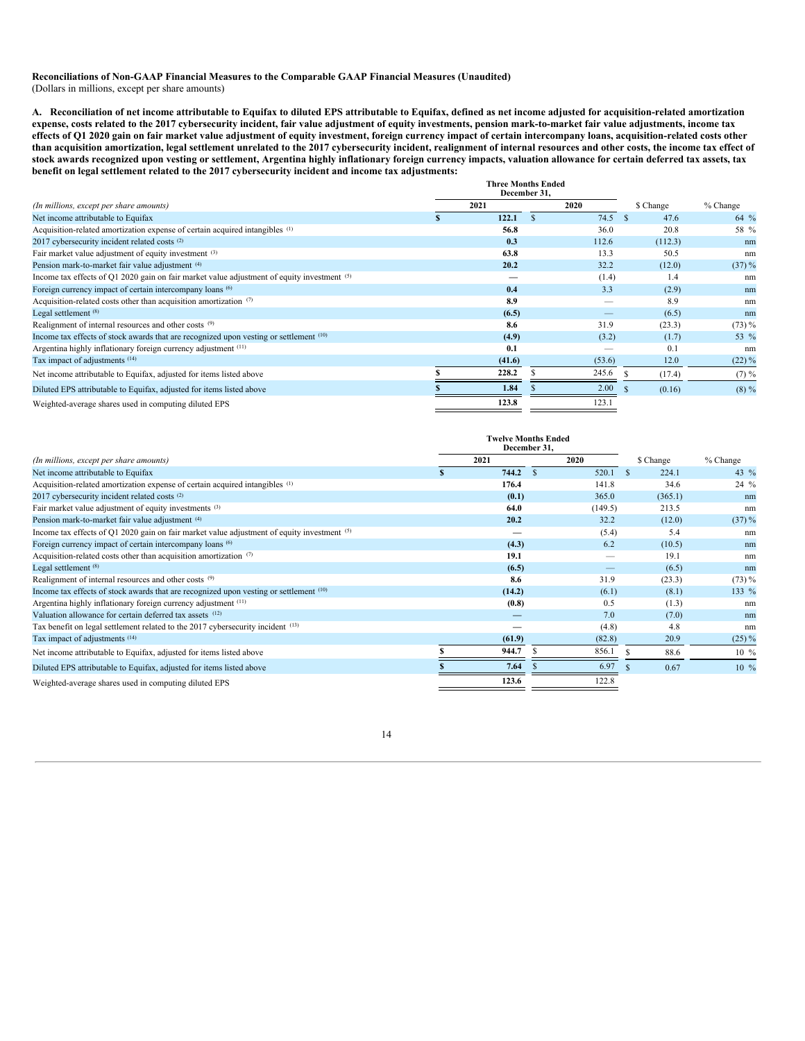**Reconciliations of Non-GAAP Financial Measures to the Comparable GAAP Financial Measures (Unaudited)**
(Dollars in millions, except per share amounts)

**A. Reconciliation of net income attributable to Equifax to diluted EPS attributable to Equifax, defined as net income adjusted for acquisition-related amortization expense, costs related to the 2017 cybersecurity incident, fair value adjustment of equity investments, pension mark-to-market fair value adjustments, income tax effects of Q1 2020 gain on fair market value adjustment of equity investment, foreign currency impact of certain intercompany loans, acquisition-related costs other than acquisition amortization, legal settlement unrelated to the 2017 cybersecurity incident, realignment of internal resources and other costs, the income tax effect of stock awards recognized upon vesting or settlement, Argentina highly inflationary foreign currency impacts, valuation allowance for certain deferred tax assets, tax benefit on legal settlement related to the 2017 cybersecurity incident and income tax adjustments:**

| *(In millions, except per share amounts)* | Three Months Ended December 31, 2021 | Three Months Ended December 31, 2020 | $ Change | % Change |
|---|---|---|---|---|
| Net income attributable to Equifax | **$ 122.1** | $ 74.5 | $ 47.6 | 64 % |
| Acquisition-related amortization expense of certain acquired intangibles [(1)] | **56.8** | 36.0 | 20.8 | 58 % |
| 2017 cybersecurity incident related costs [(2)] | **0.3** | 112.6 | (112.3) | nm |
| Fair market value adjustment of equity investment [(3)] | **63.8** | 13.3 | 50.5 | nm |
| Pension mark-to-market fair value adjustment [(4)] | **20.2** | 32.2 | (12.0) | (37) % |
| Income tax effects of Q1 2020 gain on fair market value adjustment of equity investment [(5)] | **—** | (1.4) | 1.4 | nm |
| Foreign currency impact of certain intercompany loans [(6)] | **0.4** | 3.3 | (2.9) | nm |
| Acquisition-related costs other than acquisition amortization [(7)] | **8.9** | — | 8.9 | nm |
| Legal settlement [(8)] | **(6.5)** | — | (6.5) | nm |
| Realignment of internal resources and other costs [(9)] | **8.6** | 31.9 | (23.3) | (73) % |
| Income tax effects of stock awards that are recognized upon vesting or settlement [(10)] | **(4.9)** | (3.2) | (1.7) | 53 % |
| Argentina highly inflationary foreign currency adjustment [(11)] | **0.1** | — | 0.1 | nm |
| Tax impact of adjustments [(14)] | **(41.6)** | (53.6) | 12.0 | (22) % |
| Net income attributable to Equifax, adjusted for items listed above | **$ 228.2** | $ 245.6 | $ (17.4) | (7) % |
| Diluted EPS attributable to Equifax, adjusted for items listed above | **$ 1.84** | $ 2.00 | $ (0.16) | (8) % |
| Weighted-average shares used in computing diluted EPS | **123.8** | 123.1 | | |

| *(In millions, except per share amounts)* | Twelve Months Ended December 31, 2021 | Twelve Months Ended December 31, 2020 | $ Change | % Change |
|---|---|---|---|---|
| Net income attributable to Equifax | **$ 744.2** | $ 520.1 | $ 224.1 | 43 % |
| Acquisition-related amortization expense of certain acquired intangibles [(1)] | **176.4** | 141.8 | 34.6 | 24 % |
| 2017 cybersecurity incident related costs [(2)] | **(0.1)** | 365.0 | (365.1) | nm |
| Fair market value adjustment of equity investments [(3)] | **64.0** | (149.5) | 213.5 | nm |
| Pension mark-to-market fair value adjustment [(4)] | **20.2** | 32.2 | (12.0) | (37) % |
| Income tax effects of Q1 2020 gain on fair market value adjustment of equity investment [(5)] | **—** | (5.4) | 5.4 | nm |
| Foreign currency impact of certain intercompany loans [(6)] | **(4.3)** | 6.2 | (10.5) | nm |
| Acquisition-related costs other than acquisition amortization [(7)] | **19.1** | — | 19.1 | nm |
| Legal settlement [(8)] | **(6.5)** | — | (6.5) | nm |
| Realignment of internal resources and other costs [(9)] | **8.6** | 31.9 | (23.3) | (73) % |
| Income tax effects of stock awards that are recognized upon vesting or settlement [(10)] | **(14.2)** | (6.1) | (8.1) | 133 % |
| Argentina highly inflationary foreign currency adjustment [(11)] | **(0.8)** | 0.5 | (1.3) | nm |
| Valuation allowance for certain deferred tax assets [(12)] | **—** | 7.0 | (7.0) | nm |
| Tax benefit on legal settlement related to the 2017 cybersecurity incident [(13)] | **—** | (4.8) | 4.8 | nm |
| Tax impact of adjustments [(14)] | **(61.9)** | (82.8) | 20.9 | (25) % |
| Net income attributable to Equifax, adjusted for items listed above | **$ 944.7** | $ 856.1 | $ 88.6 | 10 % |
| Diluted EPS attributable to Equifax, adjusted for items listed above | **$ 7.64** | $ 6.97 | $ 0.67 | 10 % |
| Weighted-average shares used in computing diluted EPS | **123.6** | 122.8 | | |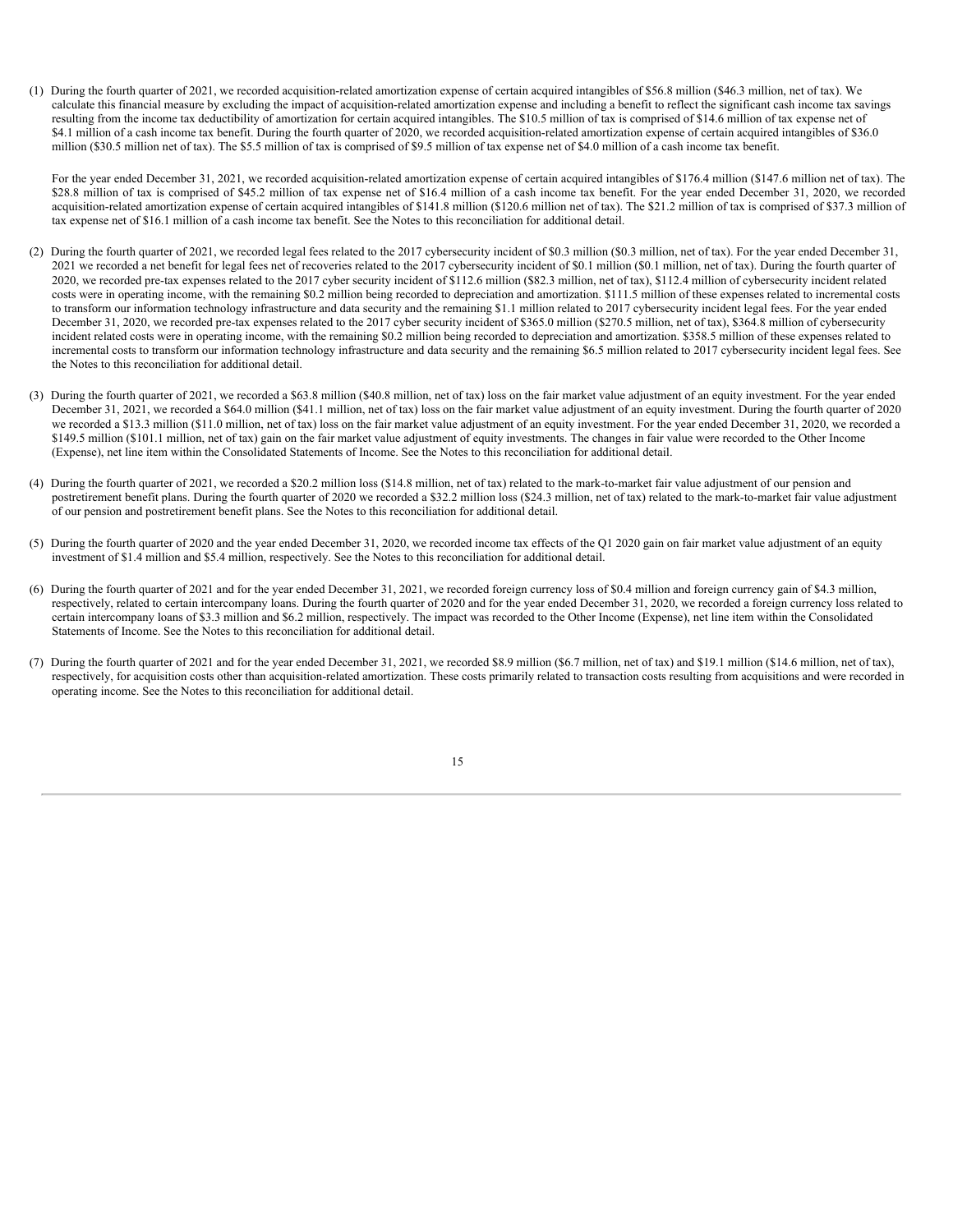(1) During the fourth quarter of 2021, we recorded acquisition-related amortization expense of certain acquired intangibles of $56.8 million ($46.3 million, net of tax). We calculate this financial measure by excluding the impact of acquisition-related amortization expense and including a benefit to reflect the significant cash income tax savings resulting from the income tax deductibility of amortization for certain acquired intangibles. The $10.5 million of tax is comprised of $14.6 million of tax expense net of $4.1 million of a cash income tax benefit. During the fourth quarter of 2020, we recorded acquisition-related amortization expense of certain acquired intangibles of $36.0 million ($30.5 million net of tax). The $5.5 million of tax is comprised of $9.5 million of tax expense net of $4.0 million of a cash income tax benefit.

For the year ended December 31, 2021, we recorded acquisition-related amortization expense of certain acquired intangibles of $176.4 million ($147.6 million net of tax). The $28.8 million of tax is comprised of $45.2 million of tax expense net of $16.4 million of a cash income tax benefit. For the year ended December 31, 2020, we recorded acquisition-related amortization expense of certain acquired intangibles of $141.8 million ($120.6 million net of tax). The $21.2 million of tax is comprised of $37.3 million of tax expense net of $16.1 million of a cash income tax benefit. See the Notes to this reconciliation for additional detail.

(2) During the fourth quarter of 2021, we recorded legal fees related to the 2017 cybersecurity incident of $0.3 million ($0.3 million, net of tax). For the year ended December 31, 2021 we recorded a net benefit for legal fees net of recoveries related to the 2017 cybersecurity incident of $0.1 million ($0.1 million, net of tax). During the fourth quarter of 2020, we recorded pre-tax expenses related to the 2017 cyber security incident of $112.6 million ($82.3 million, net of tax), $112.4 million of cybersecurity incident related costs were in operating income, with the remaining $0.2 million being recorded to depreciation and amortization. $111.5 million of these expenses related to incremental costs to transform our information technology infrastructure and data security and the remaining $1.1 million related to 2017 cybersecurity incident legal fees. For the year ended December 31, 2020, we recorded pre-tax expenses related to the 2017 cyber security incident of $365.0 million ($270.5 million, net of tax), $364.8 million of cybersecurity incident related costs were in operating income, with the remaining $0.2 million being recorded to depreciation and amortization. $358.5 million of these expenses related to incremental costs to transform our information technology infrastructure and data security and the remaining $6.5 million related to 2017 cybersecurity incident legal fees. See the Notes to this reconciliation for additional detail.

(3) During the fourth quarter of 2021, we recorded a $63.8 million ($40.8 million, net of tax) loss on the fair market value adjustment of an equity investment. For the year ended December 31, 2021, we recorded a $64.0 million ($41.1 million, net of tax) loss on the fair market value adjustment of an equity investment. During the fourth quarter of 2020 we recorded a $13.3 million ($11.0 million, net of tax) loss on the fair market value adjustment of an equity investment. For the year ended December 31, 2020, we recorded a $149.5 million ($101.1 million, net of tax) gain on the fair market value adjustment of equity investments. The changes in fair value were recorded to the Other Income (Expense), net line item within the Consolidated Statements of Income. See the Notes to this reconciliation for additional detail.

(4) During the fourth quarter of 2021, we recorded a $20.2 million loss ($14.8 million, net of tax) related to the mark-to-market fair value adjustment of our pension and postretirement benefit plans. During the fourth quarter of 2020 we recorded a $32.2 million loss ($24.3 million, net of tax) related to the mark-to-market fair value adjustment of our pension and postretirement benefit plans. See the Notes to this reconciliation for additional detail.

(5) During the fourth quarter of 2020 and the year ended December 31, 2020, we recorded income tax effects of the Q1 2020 gain on fair market value adjustment of an equity investment of $1.4 million and $5.4 million, respectively. See the Notes to this reconciliation for additional detail.

(6) During the fourth quarter of 2021 and for the year ended December 31, 2021, we recorded foreign currency loss of $0.4 million and foreign currency gain of $4.3 million, respectively, related to certain intercompany loans. During the fourth quarter of 2020 and for the year ended December 31, 2020, we recorded a foreign currency loss related to certain intercompany loans of $3.3 million and $6.2 million, respectively. The impact was recorded to the Other Income (Expense), net line item within the Consolidated Statements of Income. See the Notes to this reconciliation for additional detail.

(7) During the fourth quarter of 2021 and for the year ended December 31, 2021, we recorded $8.9 million ($6.7 million, net of tax) and $19.1 million ($14.6 million, net of tax), respectively, for acquisition costs other than acquisition-related amortization. These costs primarily related to transaction costs resulting from acquisitions and were recorded in operating income. See the Notes to this reconciliation for additional detail.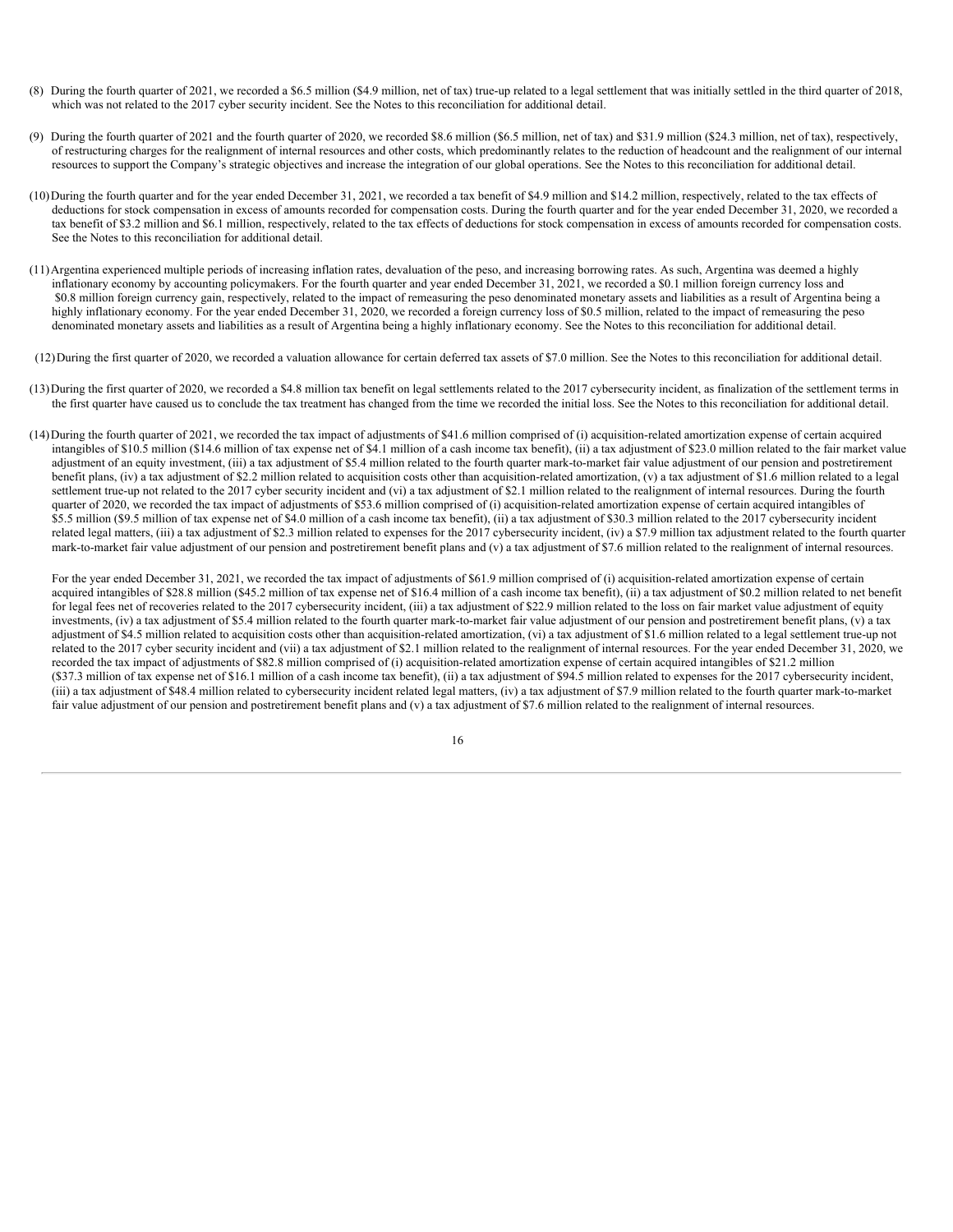(8) During the fourth quarter of 2021, we recorded a $6.5 million ($4.9 million, net of tax) true-up related to a legal settlement that was initially settled in the third quarter of 2018, which was not related to the 2017 cyber security incident. See the Notes to this reconciliation for additional detail.

(9) During the fourth quarter of 2021 and the fourth quarter of 2020, we recorded $8.6 million ($6.5 million, net of tax) and $31.9 million ($24.3 million, net of tax), respectively, of restructuring charges for the realignment of internal resources and other costs, which predominantly relates to the reduction of headcount and the realignment of our internal resources to support the Company's strategic objectives and increase the integration of our global operations. See the Notes to this reconciliation for additional detail.

(10) During the fourth quarter and for the year ended December 31, 2021, we recorded a tax benefit of $4.9 million and $14.2 million, respectively, related to the tax effects of deductions for stock compensation in excess of amounts recorded for compensation costs. During the fourth quarter and for the year ended December 31, 2020, we recorded a tax benefit of $3.2 million and $6.1 million, respectively, related to the tax effects of deductions for stock compensation in excess of amounts recorded for compensation costs. See the Notes to this reconciliation for additional detail.

(11) Argentina experienced multiple periods of increasing inflation rates, devaluation of the peso, and increasing borrowing rates. As such, Argentina was deemed a highly inflationary economy by accounting policymakers. For the fourth quarter and year ended December 31, 2021, we recorded a $0.1 million foreign currency loss and $0.8 million foreign currency gain, respectively, related to the impact of remeasuring the peso denominated monetary assets and liabilities as a result of Argentina being a highly inflationary economy. For the year ended December 31, 2020, we recorded a foreign currency loss of $0.5 million, related to the impact of remeasuring the peso denominated monetary assets and liabilities as a result of Argentina being a highly inflationary economy. See the Notes to this reconciliation for additional detail.

(12) During the first quarter of 2020, we recorded a valuation allowance for certain deferred tax assets of $7.0 million. See the Notes to this reconciliation for additional detail.

(13) During the first quarter of 2020, we recorded a $4.8 million tax benefit on legal settlements related to the 2017 cybersecurity incident, as finalization of the settlement terms in the first quarter have caused us to conclude the tax treatment has changed from the time we recorded the initial loss. See the Notes to this reconciliation for additional detail.

(14) During the fourth quarter of 2021, we recorded the tax impact of adjustments of $41.6 million comprised of (i) acquisition-related amortization expense of certain acquired intangibles of $10.5 million ($14.6 million of tax expense net of $4.1 million of a cash income tax benefit), (ii) a tax adjustment of $23.0 million related to the fair market value adjustment of an equity investment, (iii) a tax adjustment of $5.4 million related to the fourth quarter mark-to-market fair value adjustment of our pension and postretirement benefit plans, (iv) a tax adjustment of $2.2 million related to acquisition costs other than acquisition-related amortization, (v) a tax adjustment of $1.6 million related to a legal settlement true-up not related to the 2017 cyber security incident and (vi) a tax adjustment of $2.1 million related to the realignment of internal resources. During the fourth quarter of 2020, we recorded the tax impact of adjustments of $53.6 million comprised of (i) acquisition-related amortization expense of certain acquired intangibles of $5.5 million ($9.5 million of tax expense net of $4.0 million of a cash income tax benefit), (ii) a tax adjustment of $30.3 million related to the 2017 cybersecurity incident related legal matters, (iii) a tax adjustment of $2.3 million related to expenses for the 2017 cybersecurity incident, (iv) a $7.9 million tax adjustment related to the fourth quarter mark-to-market fair value adjustment of our pension and postretirement benefit plans and (v) a tax adjustment of $7.6 million related to the realignment of internal resources.

For the year ended December 31, 2021, we recorded the tax impact of adjustments of $61.9 million comprised of (i) acquisition-related amortization expense of certain acquired intangibles of $28.8 million ($45.2 million of tax expense net of $16.4 million of a cash income tax benefit), (ii) a tax adjustment of $0.2 million related to net benefit for legal fees net of recoveries related to the 2017 cybersecurity incident, (iii) a tax adjustment of $22.9 million related to the loss on fair market value adjustment of equity investments, (iv) a tax adjustment of $5.4 million related to the fourth quarter mark-to-market fair value adjustment of our pension and postretirement benefit plans, (v) a tax adjustment of $4.5 million related to acquisition costs other than acquisition-related amortization, (vi) a tax adjustment of $1.6 million related to a legal settlement true-up not related to the 2017 cyber security incident and (vii) a tax adjustment of $2.1 million related to the realignment of internal resources. For the year ended December 31, 2020, we recorded the tax impact of adjustments of $82.8 million comprised of (i) acquisition-related amortization expense of certain acquired intangibles of $21.2 million ($37.3 million of tax expense net of $16.1 million of a cash income tax benefit), (ii) a tax adjustment of $94.5 million related to expenses for the 2017 cybersecurity incident, (iii) a tax adjustment of $48.4 million related to cybersecurity incident related legal matters, (iv) a tax adjustment of $7.9 million related to the fourth quarter mark-to-market fair value adjustment of our pension and postretirement benefit plans and (v) a tax adjustment of $7.6 million related to the realignment of internal resources.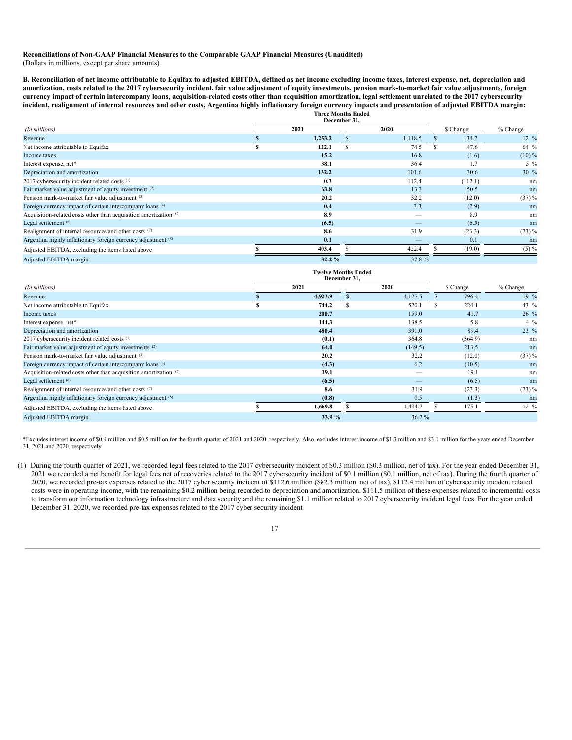**Reconciliations of Non-GAAP Financial Measures to the Comparable GAAP Financial Measures (Unaudited)**
(Dollars in millions, except per share amounts)

**B. Reconciliation of net income attributable to Equifax to adjusted EBITDA, defined as net income excluding income taxes, interest expense, net, depreciation and amortization, costs related to the 2017 cybersecurity incident, fair value adjustment of equity investments, pension mark-to-market fair value adjustments, foreign currency impact of certain intercompany loans, acquisition-related costs other than acquisition amortization, legal settlement unrelated to the 2017 cybersecurity incident, realignment of internal resources and other costs, Argentina highly inflationary foreign currency impacts and presentation of adjusted EBITDA margin:**

| *(In millions)* | Three Months Ended December 31, 2021 | Three Months Ended December 31, 2020 | $ Change | % Change |
|---|---|---|---|---|
| Revenue | **$ 1,253.2** | $ 1,118.5 | $ 134.7 | 12 % |
| Net income attributable to Equifax | **$ 122.1** | $ 74.5 | $ 47.6 | 64 % |
| Income taxes | **15.2** | 16.8 | (1.6) | (10) % |
| Interest expense, net* | **38.1** | 36.4 | 1.7 | 5 % |
| Depreciation and amortization | **132.2** | 101.6 | 30.6 | 30 % |
| 2017 cybersecurity incident related costs (1) | **0.3** | 112.4 | (112.1) | nm |
| Fair market value adjustment of equity investment (2) | **63.8** | 13.3 | 50.5 | nm |
| Pension mark-to-market fair value adjustment (3) | **20.2** | 32.2 | (12.0) | (37) % |
| Foreign currency impact of certain intercompany loans (4) | **0.4** | 3.3 | (2.9) | nm |
| Acquisition-related costs other than acquisition amortization (5) | **8.9** | — | 8.9 | nm |
| Legal settlement (6) | **(6.5)** | — | (6.5) | nm |
| Realignment of internal resources and other costs (7) | **8.6** | 31.9 | (23.3) | (73) % |
| Argentina highly inflationary foreign currency adjustment (8) | **0.1** | — | 0.1 | nm |
| Adjusted EBITDA, excluding the items listed above | **$ 403.4** | $ 422.4 | $ (19.0) | (5) % |
| Adjusted EBITDA margin | **32.2 %** | 37.8 % | | |

| *(In millions)* | Twelve Months Ended December 31, 2021 | Twelve Months Ended December 31, 2020 | $ Change | % Change |
|---|---|---|---|---|
| Revenue | **$ 4,923.9** | $ 4,127.5 | $ 796.4 | 19 % |
| Net income attributable to Equifax | **$ 744.2** | $ 520.1 | $ 224.1 | 43 % |
| Income taxes | **200.7** | 159.0 | 41.7 | 26 % |
| Interest expense, net* | **144.3** | 138.5 | 5.8 | 4 % |
| Depreciation and amortization | **480.4** | 391.0 | 89.4 | 23 % |
| 2017 cybersecurity incident related costs (1) | **(0.1)** | 364.8 | (364.9) | nm |
| Fair market value adjustment of equity investments (2) | **64.0** | (149.5) | 213.5 | nm |
| Pension mark-to-market fair value adjustment (3) | **20.2** | 32.2 | (12.0) | (37) % |
| Foreign currency impact of certain intercompany loans (4) | **(4.3)** | 6.2 | (10.5) | nm |
| Acquisition-related costs other than acquisition amortization (5) | **19.1** | — | 19.1 | nm |
| Legal settlement (6) | **(6.5)** | — | (6.5) | nm |
| Realignment of internal resources and other costs (7) | **8.6** | 31.9 | (23.3) | (73) % |
| Argentina highly inflationary foreign currency adjustment (8) | **(0.8)** | 0.5 | (1.3) | nm |
| Adjusted EBITDA, excluding the items listed above | **$ 1,669.8** | $ 1,494.7 | $ 175.1 | 12 % |
| Adjusted EBITDA margin | **33.9 %** | 36.2 % | | |

*Excludes interest income of $0.4 million and $0.5 million for the fourth quarter of 2021 and 2020, respectively. Also, excludes interest income of $1.3 million and $3.1 million for the years ended December 31, 2021 and 2020, respectively.

(1) During the fourth quarter of 2021, we recorded legal fees related to the 2017 cybersecurity incident of $0.3 million ($0.3 million, net of tax). For the year ended December 31, 2021 we recorded a net benefit for legal fees net of recoveries related to the 2017 cybersecurity incident of $0.1 million ($0.1 million, net of tax). During the fourth quarter of 2020, we recorded pre-tax expenses related to the 2017 cyber security incident of $112.6 million ($82.3 million, net of tax), $112.4 million of cybersecurity incident related costs were in operating income, with the remaining $0.2 million being recorded to depreciation and amortization. $111.5 million of these expenses related to incremental costs to transform our information technology infrastructure and data security and the remaining $1.1 million related to 2017 cybersecurity incident legal fees. For the year ended December 31, 2020, we recorded pre-tax expenses related to the 2017 cyber security incident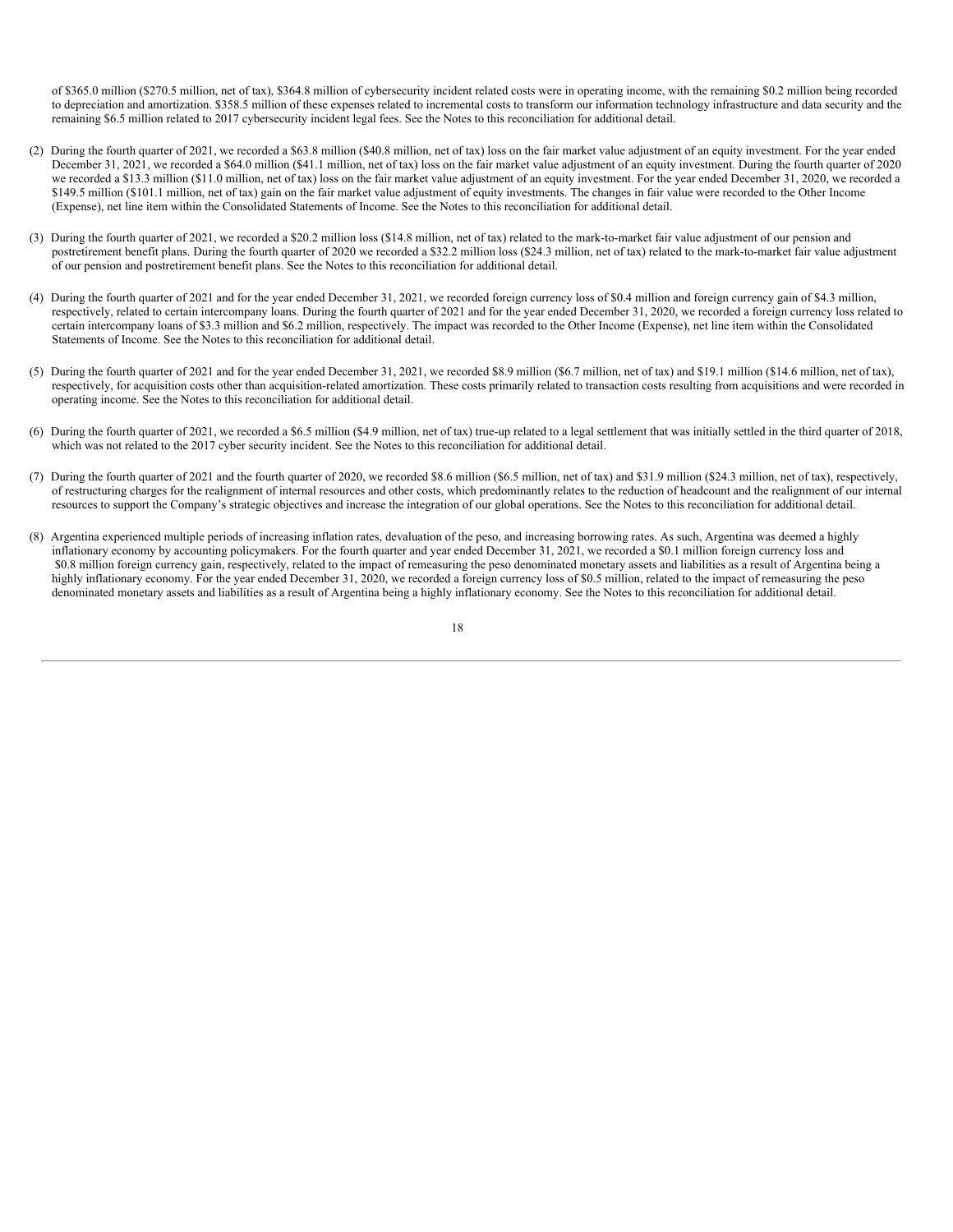of $365.0 million ($270.5 million, net of tax), $364.8 million of cybersecurity incident related costs were in operating income, with the remaining $0.2 million being recorded to depreciation and amortization. $358.5 million of these expenses related to incremental costs to transform our information technology infrastructure and data security and the remaining $6.5 million related to 2017 cybersecurity incident legal fees. See the Notes to this reconciliation for additional detail.

(2) During the fourth quarter of 2021, we recorded a $63.8 million ($40.8 million, net of tax) loss on the fair market value adjustment of an equity investment. For the year ended December 31, 2021, we recorded a $64.0 million ($41.1 million, net of tax) loss on the fair market value adjustment of an equity investment. During the fourth quarter of 2020 we recorded a $13.3 million ($11.0 million, net of tax) loss on the fair market value adjustment of an equity investment. For the year ended December 31, 2020, we recorded a $149.5 million ($101.1 million, net of tax) gain on the fair market value adjustment of equity investments. The changes in fair value were recorded to the Other Income (Expense), net line item within the Consolidated Statements of Income. See the Notes to this reconciliation for additional detail.

(3) During the fourth quarter of 2021, we recorded a $20.2 million loss ($14.8 million, net of tax) related to the mark-to-market fair value adjustment of our pension and postretirement benefit plans. During the fourth quarter of 2020 we recorded a $32.2 million loss ($24.3 million, net of tax) related to the mark-to-market fair value adjustment of our pension and postretirement benefit plans. See the Notes to this reconciliation for additional detail.

(4) During the fourth quarter of 2021 and for the year ended December 31, 2021, we recorded foreign currency loss of $0.4 million and foreign currency gain of $4.3 million, respectively, related to certain intercompany loans. During the fourth quarter of 2021 and for the year ended December 31, 2020, we recorded a foreign currency loss related to certain intercompany loans of $3.3 million and $6.2 million, respectively. The impact was recorded to the Other Income (Expense), net line item within the Consolidated Statements of Income. See the Notes to this reconciliation for additional detail.

(5) During the fourth quarter of 2021 and for the year ended December 31, 2021, we recorded $8.9 million ($6.7 million, net of tax) and $19.1 million ($14.6 million, net of tax), respectively, for acquisition costs other than acquisition-related amortization. These costs primarily related to transaction costs resulting from acquisitions and were recorded in operating income. See the Notes to this reconciliation for additional detail.

(6) During the fourth quarter of 2021, we recorded a $6.5 million ($4.9 million, net of tax) true-up related to a legal settlement that was initially settled in the third quarter of 2018, which was not related to the 2017 cyber security incident. See the Notes to this reconciliation for additional detail.

(7) During the fourth quarter of 2021 and the fourth quarter of 2020, we recorded $8.6 million ($6.5 million, net of tax) and $31.9 million ($24.3 million, net of tax), respectively, of restructuring charges for the realignment of internal resources and other costs, which predominantly relates to the reduction of headcount and the realignment of our internal resources to support the Company's strategic objectives and increase the integration of our global operations. See the Notes to this reconciliation for additional detail.

(8) Argentina experienced multiple periods of increasing inflation rates, devaluation of the peso, and increasing borrowing rates. As such, Argentina was deemed a highly inflationary economy by accounting policymakers. For the fourth quarter and year ended December 31, 2021, we recorded a $0.1 million foreign currency loss and $0.8 million foreign currency gain, respectively, related to the impact of remeasuring the peso denominated monetary assets and liabilities as a result of Argentina being a highly inflationary economy. For the year ended December 31, 2020, we recorded a foreign currency loss of $0.5 million, related to the impact of remeasuring the peso denominated monetary assets and liabilities as a result of Argentina being a highly inflationary economy. See the Notes to this reconciliation for additional detail.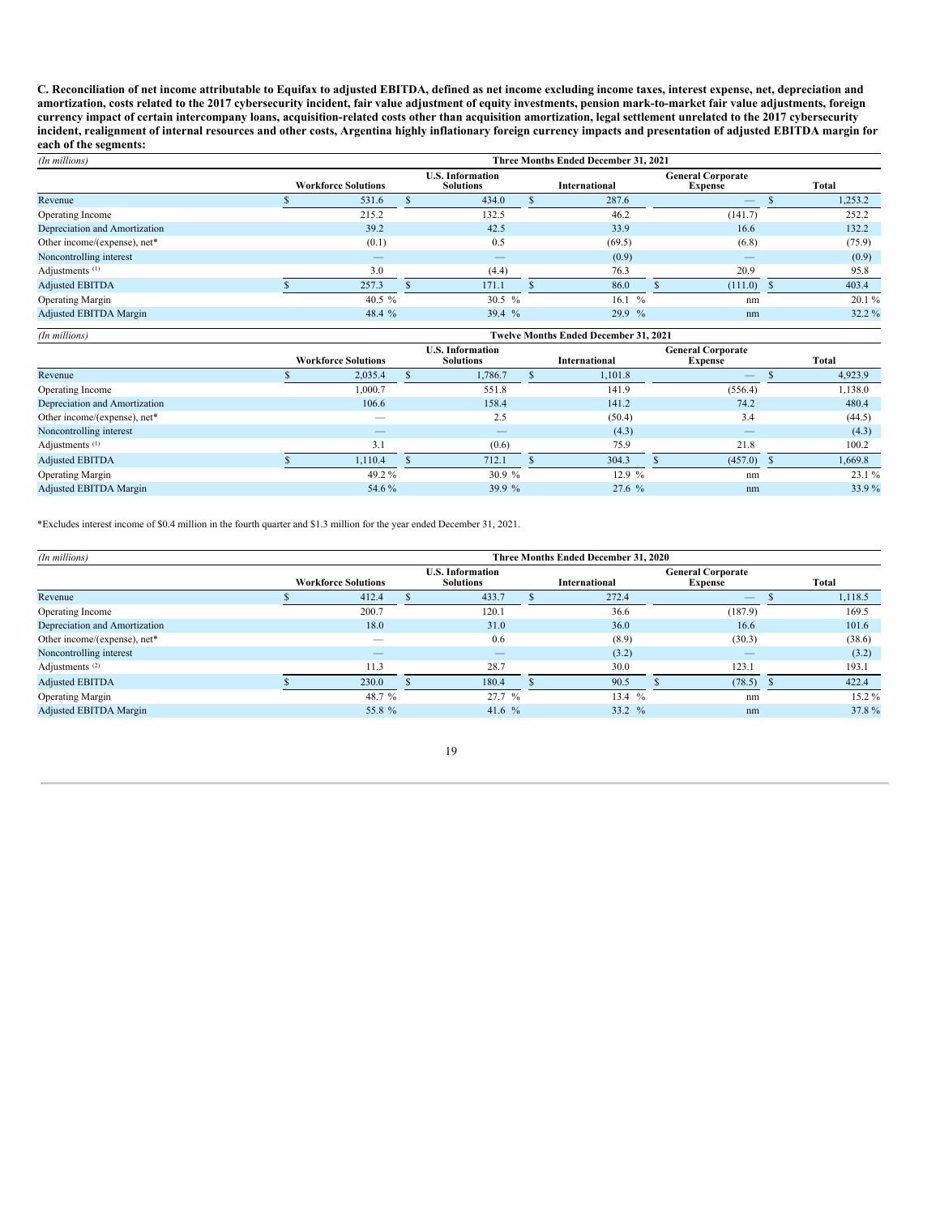**C. Reconciliation of net income attributable to Equifax to adjusted EBITDA, defined as net income excluding income taxes, interest expense, net, depreciation and amortization, costs related to the 2017 cybersecurity incident, fair value adjustment of equity investments, pension mark-to-market fair value adjustments, foreign currency impact of certain intercompany loans, acquisition-related costs other than acquisition amortization, legal settlement unrelated to the 2017 cybersecurity incident, realignment of internal resources and other costs, Argentina highly inflationary foreign currency impacts and presentation of adjusted EBITDA margin for each of the segments:**

| *(In millions)* | Three Months Ended December 31, 2021 | | | | |
|---|---|---|---|---|---|
| | Workforce Solutions | U.S. Information Solutions | International | General Corporate Expense | Total |
| Revenue | $ 531.6 | $ 434.0 | $ 287.6 | — | $ 1,253.2 |
| Operating Income | 215.2 | 132.5 | 46.2 | (141.7) | 252.2 |
| Depreciation and Amortization | 39.2 | 42.5 | 33.9 | 16.6 | 132.2 |
| Other income/(expense), net* | (0.1) | 0.5 | (69.5) | (6.8) | (75.9) |
| Noncontrolling interest | — | — | (0.9) | — | (0.9) |
| Adjustments [1] | 3.0 | (4.4) | 76.3 | 20.9 | 95.8 |
| Adjusted EBITDA | $ 257.3 | $ 171.1 | $ 86.0 | $ (111.0) | $ 403.4 |
| Operating Margin | 40.5 % | 30.5 % | 16.1 % | nm | 20.1 % |
| Adjusted EBITDA Margin | 48.4 % | 39.4 % | 29.9 % | nm | 32.2 % |

| *(In millions)* | Twelve Months Ended December 31, 2021 | | | | |
|---|---|---|---|---|---|
| | Workforce Solutions | U.S. Information Solutions | International | General Corporate Expense | Total |
| Revenue | $ 2,035.4 | $ 1,786.7 | $ 1,101.8 | — | $ 4,923.9 |
| Operating Income | 1,000.7 | 551.8 | 141.9 | (556.4) | 1,138.0 |
| Depreciation and Amortization | 106.6 | 158.4 | 141.2 | 74.2 | 480.4 |
| Other income/(expense), net* | — | 2.5 | (50.4) | 3.4 | (44.5) |
| Noncontrolling interest | — | — | (4.3) | — | (4.3) |
| Adjustments [1] | 3.1 | (0.6) | 75.9 | 21.8 | 100.2 |
| Adjusted EBITDA | $ 1,110.4 | $ 712.1 | $ 304.3 | $ (457.0) | $ 1,669.8 |
| Operating Margin | 49.2 % | 30.9 % | 12.9 % | nm | 23.1 % |
| Adjusted EBITDA Margin | 54.6 % | 39.9 % | 27.6 % | nm | 33.9 % |

*Excludes interest income of $0.4 million in the fourth quarter and $1.3 million for the year ended December 31, 2021.

| *(In millions)* | Three Months Ended December 31, 2020 | | | | |
|---|---|---|---|---|---|
| | Workforce Solutions | U.S. Information Solutions | International | General Corporate Expense | Total |
| Revenue | $ 412.4 | $ 433.7 | $ 272.4 | — | $ 1,118.5 |
| Operating Income | 200.7 | 120.1 | 36.6 | (187.9) | 169.5 |
| Depreciation and Amortization | 18.0 | 31.0 | 36.0 | 16.6 | 101.6 |
| Other income/(expense), net* | — | 0.6 | (8.9) | (30.3) | (38.6) |
| Noncontrolling interest | — | — | (3.2) | — | (3.2) |
| Adjustments [2] | 11.3 | 28.7 | 30.0 | 123.1 | 193.1 |
| Adjusted EBITDA | $ 230.0 | $ 180.4 | $ 90.5 | $ (78.5) | $ 422.4 |
| Operating Margin | 48.7 % | 27.7 % | 13.4 % | nm | 15.2 % |
| Adjusted EBITDA Margin | 55.8 % | 41.6 % | 33.2 % | nm | 37.8 % |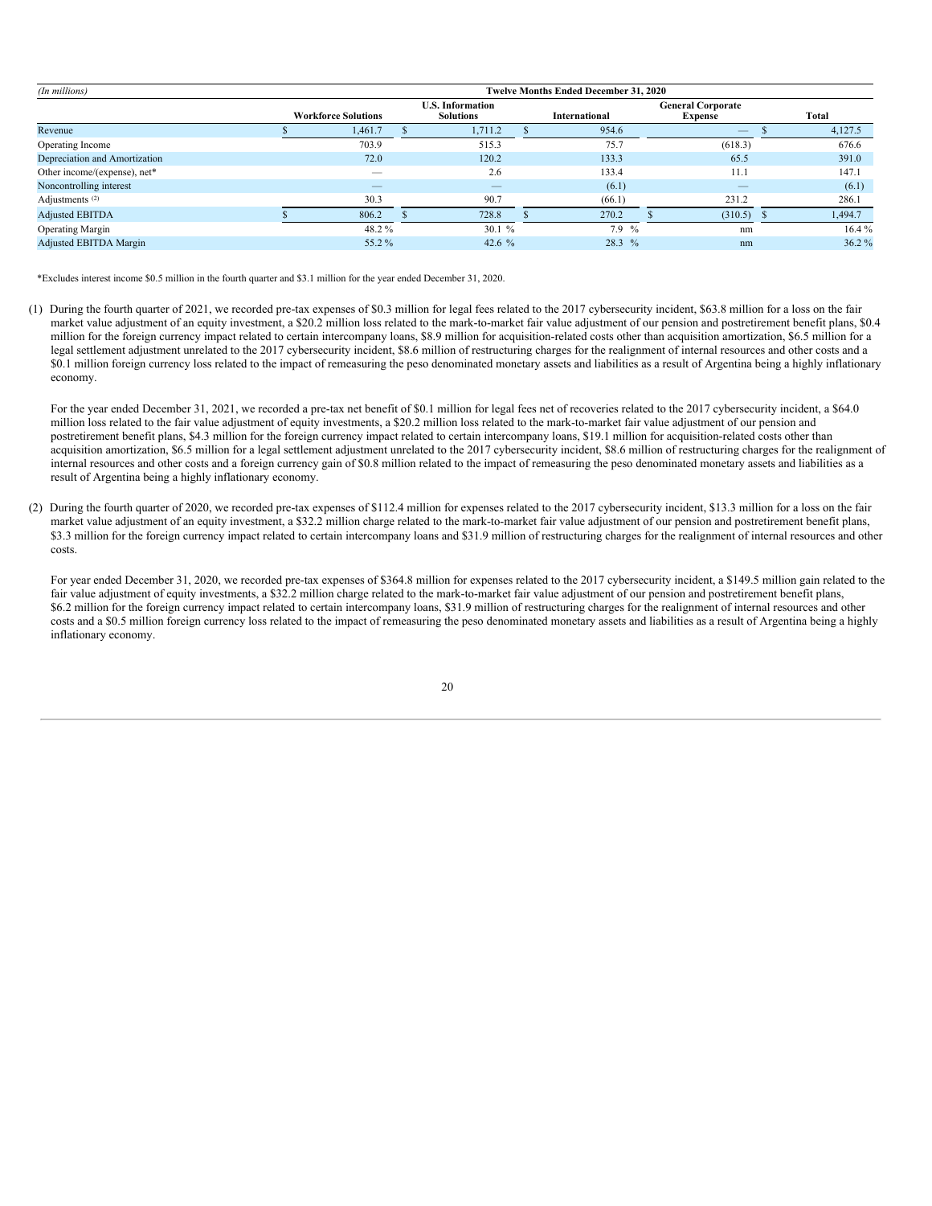| (In millions) | Twelve Months Ended December 31, 2020 | | | | |
|---|---|---|---|---|---|
| | Workforce Solutions | U.S. Information Solutions | International | General Corporate Expense | Total |
| Revenue | $ 1,461.7 | $ 1,711.2 | $ 954.6 | — | $ 4,127.5 |
| Operating Income | 703.9 | 515.3 | 75.7 | (618.3) | 676.6 |
| Depreciation and Amortization | 72.0 | 120.2 | 133.3 | 65.5 | 391.0 |
| Other income/(expense), net* | — | 2.6 | 133.4 | 11.1 | 147.1 |
| Noncontrolling interest | — | — | (6.1) | — | (6.1) |
| Adjustments (2) | 30.3 | 90.7 | (66.1) | 231.2 | 286.1 |
| Adjusted EBITDA | $ 806.2 | $ 728.8 | $ 270.2 | $ (310.5) | $ 1,494.7 |
| Operating Margin | 48.2 % | 30.1 % | 7.9 % | nm | 16.4 % |
| Adjusted EBITDA Margin | 55.2 % | 42.6 % | 28.3 % | nm | 36.2 % |

*Excludes interest income $0.5 million in the fourth quarter and $3.1 million for the year ended December 31, 2020.

(1) During the fourth quarter of 2021, we recorded pre-tax expenses of $0.3 million for legal fees related to the 2017 cybersecurity incident, $63.8 million for a loss on the fair market value adjustment of an equity investment, a $20.2 million loss related to the mark-to-market fair value adjustment of our pension and postretirement benefit plans, $0.4 million for the foreign currency impact related to certain intercompany loans, $8.9 million for acquisition-related costs other than acquisition amortization, $6.5 million for a legal settlement adjustment unrelated to the 2017 cybersecurity incident, $8.6 million of restructuring charges for the realignment of internal resources and other costs and a $0.1 million foreign currency loss related to the impact of remeasuring the peso denominated monetary assets and liabilities as a result of Argentina being a highly inflationary economy.

For the year ended December 31, 2021, we recorded a pre-tax net benefit of $0.1 million for legal fees net of recoveries related to the 2017 cybersecurity incident, a $64.0 million loss related to the fair value adjustment of equity investments, a $20.2 million loss related to the mark-to-market fair value adjustment of our pension and postretirement benefit plans, $4.3 million for the foreign currency impact related to certain intercompany loans, $19.1 million for acquisition-related costs other than acquisition amortization, $6.5 million for a legal settlement adjustment unrelated to the 2017 cybersecurity incident, $8.6 million of restructuring charges for the realignment of internal resources and other costs and a foreign currency gain of $0.8 million related to the impact of remeasuring the peso denominated monetary assets and liabilities as a result of Argentina being a highly inflationary economy.

(2) During the fourth quarter of 2020, we recorded pre-tax expenses of $112.4 million for expenses related to the 2017 cybersecurity incident, $13.3 million for a loss on the fair market value adjustment of an equity investment, a $32.2 million charge related to the mark-to-market fair value adjustment of our pension and postretirement benefit plans, $3.3 million for the foreign currency impact related to certain intercompany loans and $31.9 million of restructuring charges for the realignment of internal resources and other costs.

For year ended December 31, 2020, we recorded pre-tax expenses of $364.8 million for expenses related to the 2017 cybersecurity incident, a $149.5 million gain related to the fair value adjustment of equity investments, a $32.2 million charge related to the mark-to-market fair value adjustment of our pension and postretirement benefit plans, $6.2 million for the foreign currency impact related to certain intercompany loans, $31.9 million of restructuring charges for the realignment of internal resources and other costs and a $0.5 million foreign currency loss related to the impact of remeasuring the peso denominated monetary assets and liabilities as a result of Argentina being a highly inflationary economy.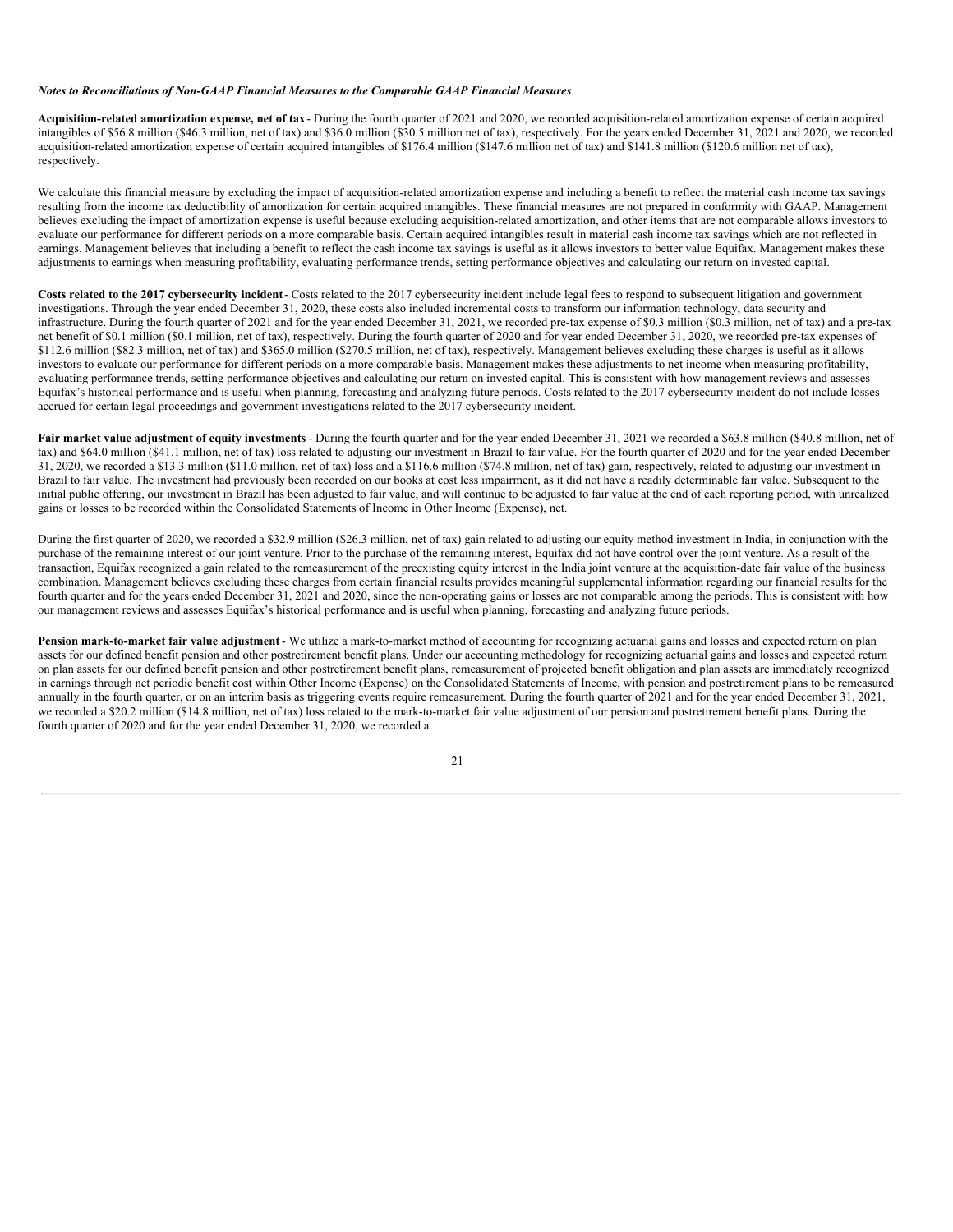***Notes to Reconciliations of Non-GAAP Financial Measures to the Comparable GAAP Financial Measures***

**Acquisition-related amortization expense, net of tax** - During the fourth quarter of 2021 and 2020, we recorded acquisition-related amortization expense of certain acquired intangibles of $56.8 million ($46.3 million, net of tax) and $36.0 million ($30.5 million net of tax), respectively. For the years ended December 31, 2021 and 2020, we recorded acquisition-related amortization expense of certain acquired intangibles of $176.4 million ($147.6 million net of tax) and $141.8 million ($120.6 million net of tax), respectively.

We calculate this financial measure by excluding the impact of acquisition-related amortization expense and including a benefit to reflect the material cash income tax savings resulting from the income tax deductibility of amortization for certain acquired intangibles. These financial measures are not prepared in conformity with GAAP. Management believes excluding the impact of amortization expense is useful because excluding acquisition-related amortization, and other items that are not comparable allows investors to evaluate our performance for different periods on a more comparable basis. Certain acquired intangibles result in material cash income tax savings which are not reflected in earnings. Management believes that including a benefit to reflect the cash income tax savings is useful as it allows investors to better value Equifax. Management makes these adjustments to earnings when measuring profitability, evaluating performance trends, setting performance objectives and calculating our return on invested capital.

**Costs related to the 2017 cybersecurity incident** - Costs related to the 2017 cybersecurity incident include legal fees to respond to subsequent litigation and government investigations. Through the year ended December 31, 2020, these costs also included incremental costs to transform our information technology, data security and infrastructure. During the fourth quarter of 2021 and for the year ended December 31, 2021, we recorded pre-tax expense of $0.3 million ($0.3 million, net of tax) and a pre-tax net benefit of $0.1 million ($0.1 million, net of tax), respectively. During the fourth quarter of 2020 and for year ended December 31, 2020, we recorded pre-tax expenses of $112.6 million ($82.3 million, net of tax) and $365.0 million ($270.5 million, net of tax), respectively. Management believes excluding these charges is useful as it allows investors to evaluate our performance for different periods on a more comparable basis. Management makes these adjustments to net income when measuring profitability, evaluating performance trends, setting performance objectives and calculating our return on invested capital. This is consistent with how management reviews and assesses Equifax's historical performance and is useful when planning, forecasting and analyzing future periods. Costs related to the 2017 cybersecurity incident do not include losses accrued for certain legal proceedings and government investigations related to the 2017 cybersecurity incident.

**Fair market value adjustment of equity investments** - During the fourth quarter and for the year ended December 31, 2021 we recorded a $63.8 million ($40.8 million, net of tax) and $64.0 million ($41.1 million, net of tax) loss related to adjusting our investment in Brazil to fair value. For the fourth quarter of 2020 and for the year ended December 31, 2020, we recorded a $13.3 million ($11.0 million, net of tax) loss and a $116.6 million ($74.8 million, net of tax) gain, respectively, related to adjusting our investment in Brazil to fair value. The investment had previously been recorded on our books at cost less impairment, as it did not have a readily determinable fair value. Subsequent to the initial public offering, our investment in Brazil has been adjusted to fair value, and will continue to be adjusted to fair value at the end of each reporting period, with unrealized gains or losses to be recorded within the Consolidated Statements of Income in Other Income (Expense), net.

During the first quarter of 2020, we recorded a $32.9 million ($26.3 million, net of tax) gain related to adjusting our equity method investment in India, in conjunction with the purchase of the remaining interest of our joint venture. Prior to the purchase of the remaining interest, Equifax did not have control over the joint venture. As a result of the transaction, Equifax recognized a gain related to the remeasurement of the preexisting equity interest in the India joint venture at the acquisition-date fair value of the business combination. Management believes excluding these charges from certain financial results provides meaningful supplemental information regarding our financial results for the fourth quarter and for the years ended December 31, 2021 and 2020, since the non-operating gains or losses are not comparable among the periods. This is consistent with how our management reviews and assesses Equifax's historical performance and is useful when planning, forecasting and analyzing future periods.

**Pension mark-to-market fair value adjustment** - We utilize a mark-to-market method of accounting for recognizing actuarial gains and losses and expected return on plan assets for our defined benefit pension and other postretirement benefit plans. Under our accounting methodology for recognizing actuarial gains and losses and expected return on plan assets for our defined benefit pension and other postretirement benefit plans, remeasurement of projected benefit obligation and plan assets are immediately recognized in earnings through net periodic benefit cost within Other Income (Expense) on the Consolidated Statements of Income, with pension and postretirement plans to be remeasured annually in the fourth quarter, or on an interim basis as triggering events require remeasurement. During the fourth quarter of 2021 and for the year ended December 31, 2021, we recorded a $20.2 million ($14.8 million, net of tax) loss related to the mark-to-market fair value adjustment of our pension and postretirement benefit plans. During the fourth quarter of 2020 and for the year ended December 31, 2020, we recorded a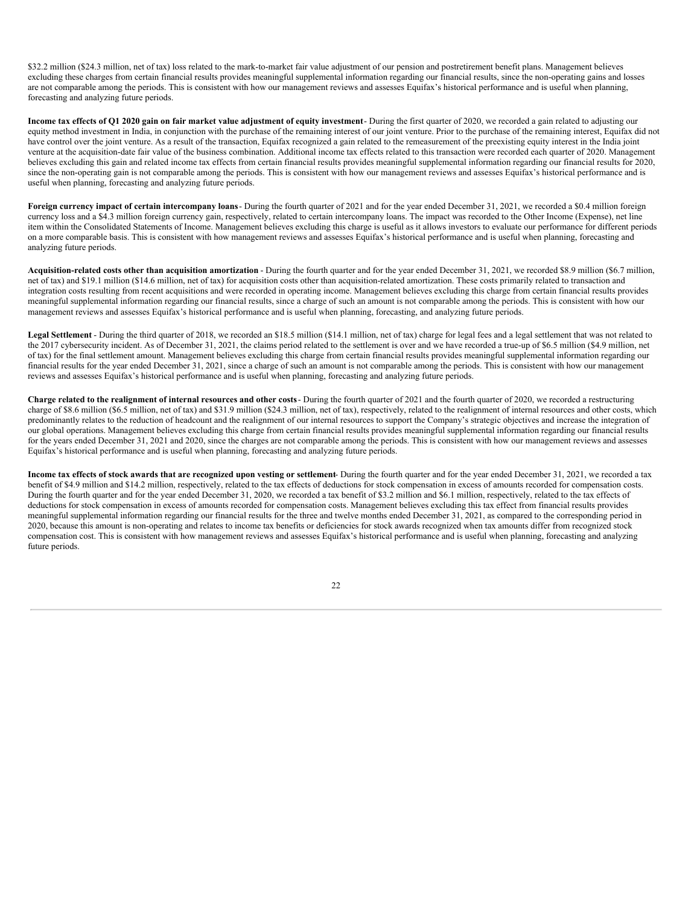$32.2 million ($24.3 million, net of tax) loss related to the mark-to-market fair value adjustment of our pension and postretirement benefit plans. Management believes excluding these charges from certain financial results provides meaningful supplemental information regarding our financial results, since the non-operating gains and losses are not comparable among the periods. This is consistent with how our management reviews and assesses Equifax's historical performance and is useful when planning, forecasting and analyzing future periods.

**Income tax effects of Q1 2020 gain on fair market value adjustment of equity investment** - During the first quarter of 2020, we recorded a gain related to adjusting our equity method investment in India, in conjunction with the purchase of the remaining interest of our joint venture. Prior to the purchase of the remaining interest, Equifax did not have control over the joint venture. As a result of the transaction, Equifax recognized a gain related to the remeasurement of the preexisting equity interest in the India joint venture at the acquisition-date fair value of the business combination. Additional income tax effects related to this transaction were recorded each quarter of 2020. Management believes excluding this gain and related income tax effects from certain financial results provides meaningful supplemental information regarding our financial results for 2020, since the non-operating gain is not comparable among the periods. This is consistent with how our management reviews and assesses Equifax's historical performance and is useful when planning, forecasting and analyzing future periods.

**Foreign currency impact of certain intercompany loans** - During the fourth quarter of 2021 and for the year ended December 31, 2021, we recorded a $0.4 million foreign currency loss and a $4.3 million foreign currency gain, respectively, related to certain intercompany loans. The impact was recorded to the Other Income (Expense), net line item within the Consolidated Statements of Income. Management believes excluding this charge is useful as it allows investors to evaluate our performance for different periods on a more comparable basis. This is consistent with how management reviews and assesses Equifax's historical performance and is useful when planning, forecasting and analyzing future periods.

**Acquisition-related costs other than acquisition amortization** - During the fourth quarter and for the year ended December 31, 2021, we recorded $8.9 million ($6.7 million, net of tax) and $19.1 million ($14.6 million, net of tax) for acquisition costs other than acquisition-related amortization. These costs primarily related to transaction and integration costs resulting from recent acquisitions and were recorded in operating income. Management believes excluding this charge from certain financial results provides meaningful supplemental information regarding our financial results, since a charge of such an amount is not comparable among the periods. This is consistent with how our management reviews and assesses Equifax's historical performance and is useful when planning, forecasting, and analyzing future periods.

**Legal Settlement** - During the third quarter of 2018, we recorded an $18.5 million ($14.1 million, net of tax) charge for legal fees and a legal settlement that was not related to the 2017 cybersecurity incident. As of December 31, 2021, the claims period related to the settlement is over and we have recorded a true-up of $6.5 million ($4.9 million, net of tax) for the final settlement amount. Management believes excluding this charge from certain financial results provides meaningful supplemental information regarding our financial results for the year ended December 31, 2021, since a charge of such an amount is not comparable among the periods. This is consistent with how our management reviews and assesses Equifax's historical performance and is useful when planning, forecasting and analyzing future periods.

**Charge related to the realignment of internal resources and other costs** - During the fourth quarter of 2021 and the fourth quarter of 2020, we recorded a restructuring charge of $8.6 million ($6.5 million, net of tax) and $31.9 million ($24.3 million, net of tax), respectively, related to the realignment of internal resources and other costs, which predominantly relates to the reduction of headcount and the realignment of our internal resources to support the Company's strategic objectives and increase the integration of our global operations. Management believes excluding this charge from certain financial results provides meaningful supplemental information regarding our financial results for the years ended December 31, 2021 and 2020, since the charges are not comparable among the periods. This is consistent with how our management reviews and assesses Equifax's historical performance and is useful when planning, forecasting and analyzing future periods.

**Income tax effects of stock awards that are recognized upon vesting or settlement** - During the fourth quarter and for the year ended December 31, 2021, we recorded a tax benefit of $4.9 million and $14.2 million, respectively, related to the tax effects of deductions for stock compensation in excess of amounts recorded for compensation costs. During the fourth quarter and for the year ended December 31, 2020, we recorded a tax benefit of $3.2 million and $6.1 million, respectively, related to the tax effects of deductions for stock compensation in excess of amounts recorded for compensation costs. Management believes excluding this tax effect from financial results provides meaningful supplemental information regarding our financial results for the three and twelve months ended December 31, 2021, as compared to the corresponding period in 2020, because this amount is non-operating and relates to income tax benefits or deficiencies for stock awards recognized when tax amounts differ from recognized stock compensation cost. This is consistent with how management reviews and assesses Equifax's historical performance and is useful when planning, forecasting and analyzing future periods.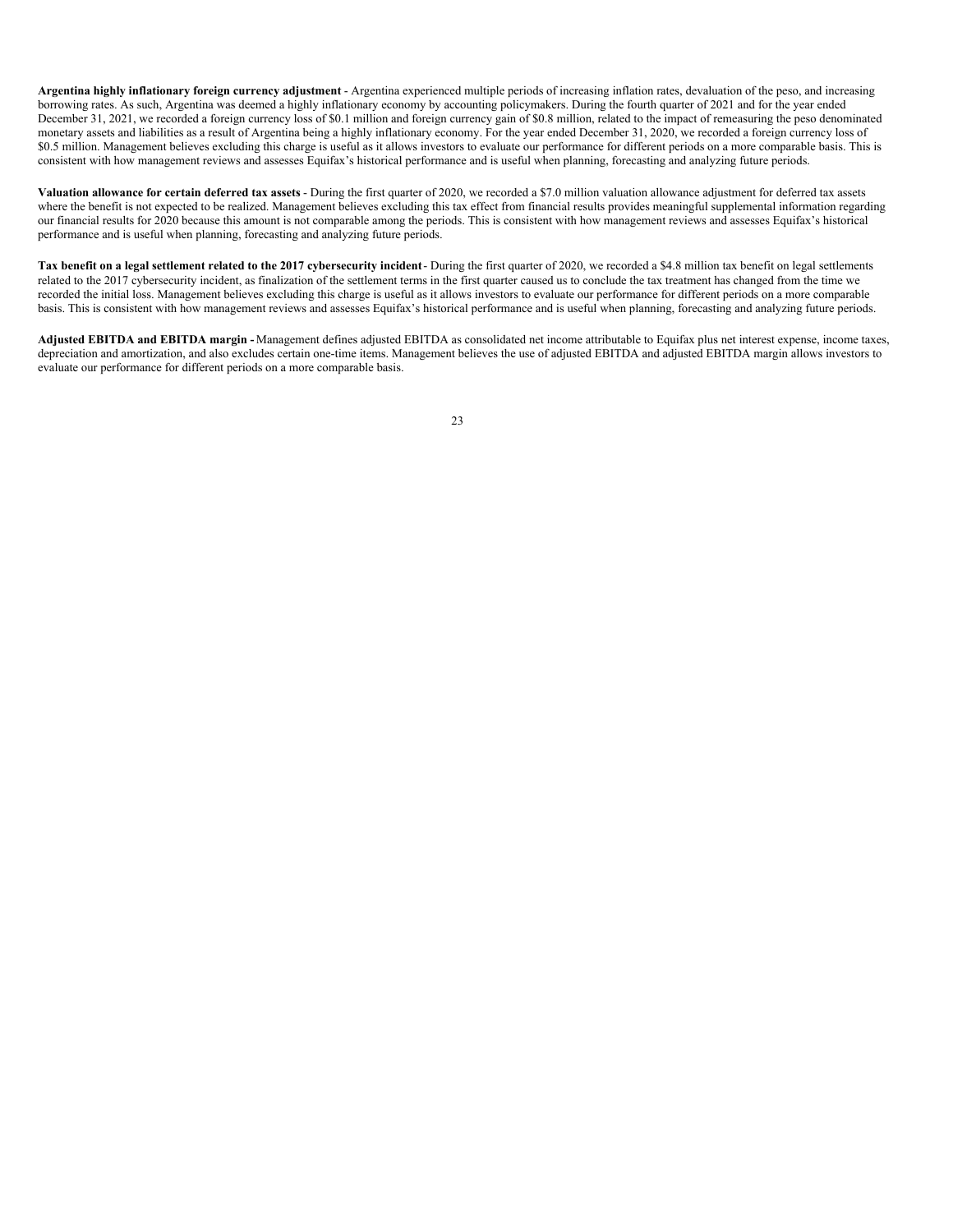**Argentina highly inflationary foreign currency adjustment** - Argentina experienced multiple periods of increasing inflation rates, devaluation of the peso, and increasing borrowing rates. As such, Argentina was deemed a highly inflationary economy by accounting policymakers. During the fourth quarter of 2021 and for the year ended December 31, 2021, we recorded a foreign currency loss of $0.1 million and foreign currency gain of $0.8 million, related to the impact of remeasuring the peso denominated monetary assets and liabilities as a result of Argentina being a highly inflationary economy. For the year ended December 31, 2020, we recorded a foreign currency loss of $0.5 million. Management believes excluding this charge is useful as it allows investors to evaluate our performance for different periods on a more comparable basis. This is consistent with how management reviews and assesses Equifax's historical performance and is useful when planning, forecasting and analyzing future periods.

**Valuation allowance for certain deferred tax assets** - During the first quarter of 2020, we recorded a $7.0 million valuation allowance adjustment for deferred tax assets where the benefit is not expected to be realized. Management believes excluding this tax effect from financial results provides meaningful supplemental information regarding our financial results for 2020 because this amount is not comparable among the periods. This is consistent with how management reviews and assesses Equifax's historical performance and is useful when planning, forecasting and analyzing future periods.

**Tax benefit on a legal settlement related to the 2017 cybersecurity incident** - During the first quarter of 2020, we recorded a $4.8 million tax benefit on legal settlements related to the 2017 cybersecurity incident, as finalization of the settlement terms in the first quarter caused us to conclude the tax treatment has changed from the time we recorded the initial loss. Management believes excluding this charge is useful as it allows investors to evaluate our performance for different periods on a more comparable basis. This is consistent with how management reviews and assesses Equifax's historical performance and is useful when planning, forecasting and analyzing future periods.

**Adjusted EBITDA and EBITDA margin** - Management defines adjusted EBITDA as consolidated net income attributable to Equifax plus net interest expense, income taxes, depreciation and amortization, and also excludes certain one-time items. Management believes the use of adjusted EBITDA and adjusted EBITDA margin allows investors to evaluate our performance for different periods on a more comparable basis.